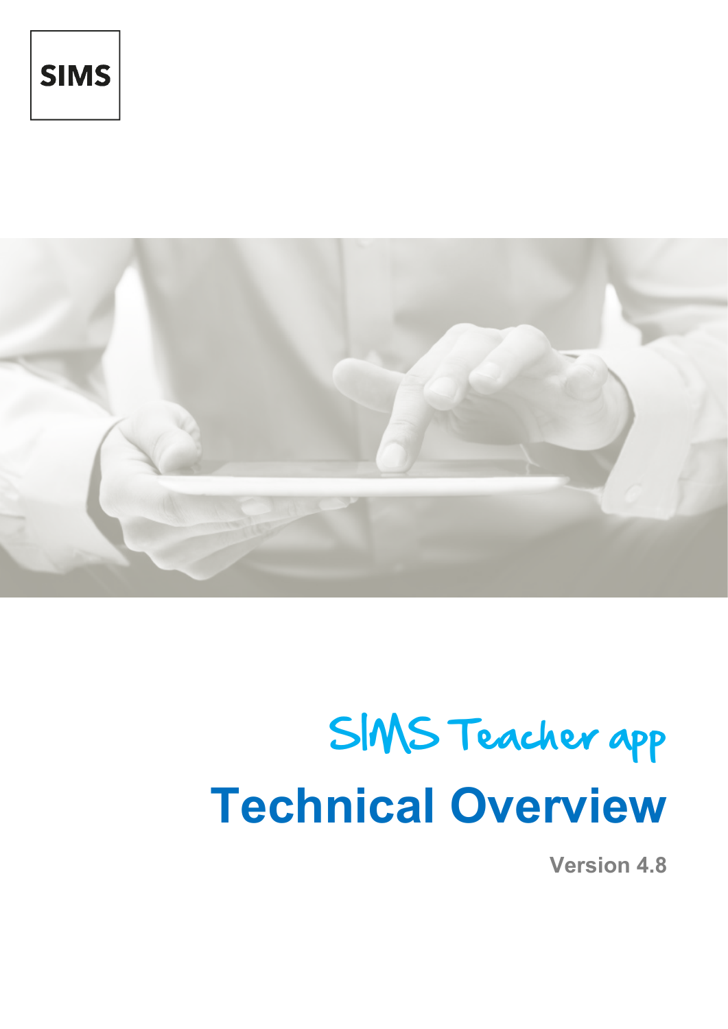SIMS

# SIMS Teacher app

# Technical Overview

Version 4.8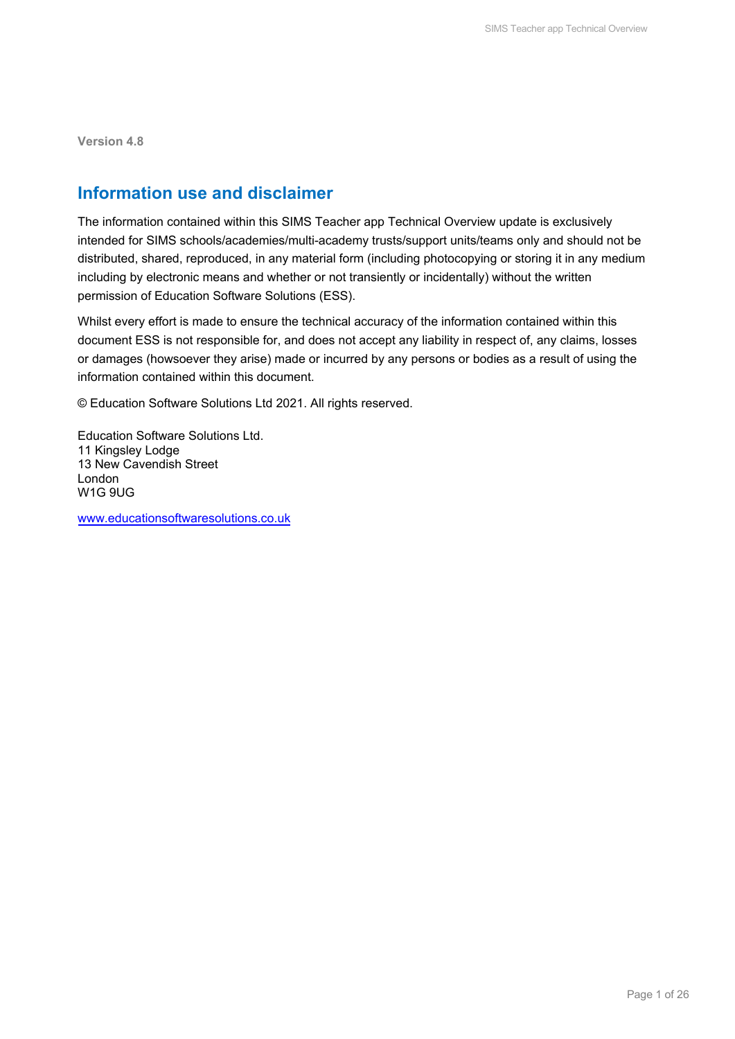Version 4.8

## Information use and disclaimer

The information contained within this SIMS Teacher app Technical Overview update is exclusively intended for SIMS schools/academies/multi-academy trusts/support units/teams only and should not be distributed, shared, reproduced, in any material form (including photocopying or storing it in any medium including by electronic means and whether or not transiently or incidentally) without the written permission of Education Software Solutions (ESS).

Whilst every effort is made to ensure the technical accuracy of the information contained within this document ESS is not responsible for, and does not accept any liability in respect of, any claims, losses or damages (howsoever they arise) made or incurred by any persons or bodies as a result of using the information contained within this document.

© Education Software Solutions Ltd 2021. All rights reserved.

Education Software Solutions Ltd.
11 Kingsley Lodge
13 New Cavendish Street
London
W1G 9UG

[www.educationsoftwaresolutions.co.uk](http://www.educationsoftwaresolutions.co.uk)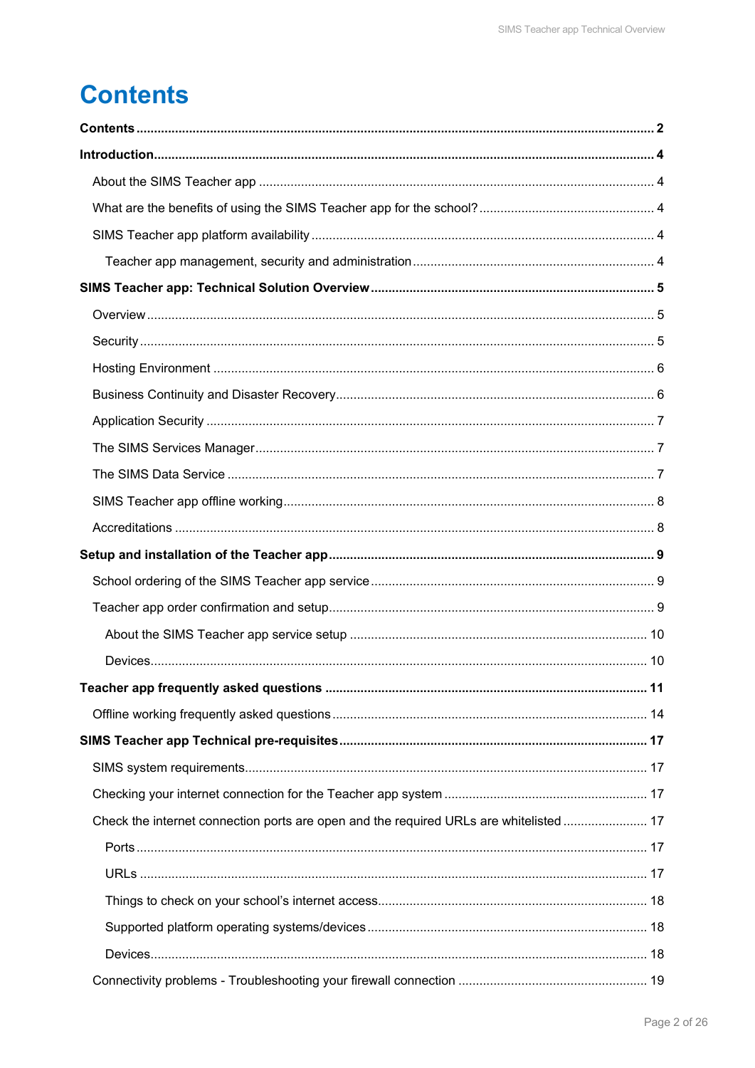# Contents

**Contents** ..... **2**

**Introduction** ..... **4**

- About the SIMS Teacher app ..... 4
- What are the benefits of using the SIMS Teacher app for the school? ..... 4
- SIMS Teacher app platform availability ..... 4
  - Teacher app management, security and administration ..... 4

**SIMS Teacher app: Technical Solution Overview** ..... **5**

- Overview ..... 5
- Security ..... 5
- Hosting Environment ..... 6
- Business Continuity and Disaster Recovery ..... 6
- Application Security ..... 7
- The SIMS Services Manager ..... 7
- The SIMS Data Service ..... 7
- SIMS Teacher app offline working ..... 8
- Accreditations ..... 8

**Setup and installation of the Teacher app** ..... **9**

- School ordering of the SIMS Teacher app service ..... 9
- Teacher app order confirmation and setup ..... 9
  - About the SIMS Teacher app service setup ..... 10
  - Devices ..... 10

**Teacher app frequently asked questions** ..... **11**

- Offline working frequently asked questions ..... 14

**SIMS Teacher app Technical pre-requisites** ..... **17**

- SIMS system requirements ..... 17
- Checking your internet connection for the Teacher app system ..... 17
- Check the internet connection ports are open and the required URLs are whitelisted ..... 17
  - Ports ..... 17
  - URLs ..... 17
  - Things to check on your school's internet access ..... 18
  - Supported platform operating systems/devices ..... 18
  - Devices ..... 18
- Connectivity problems - Troubleshooting your firewall connection ..... 19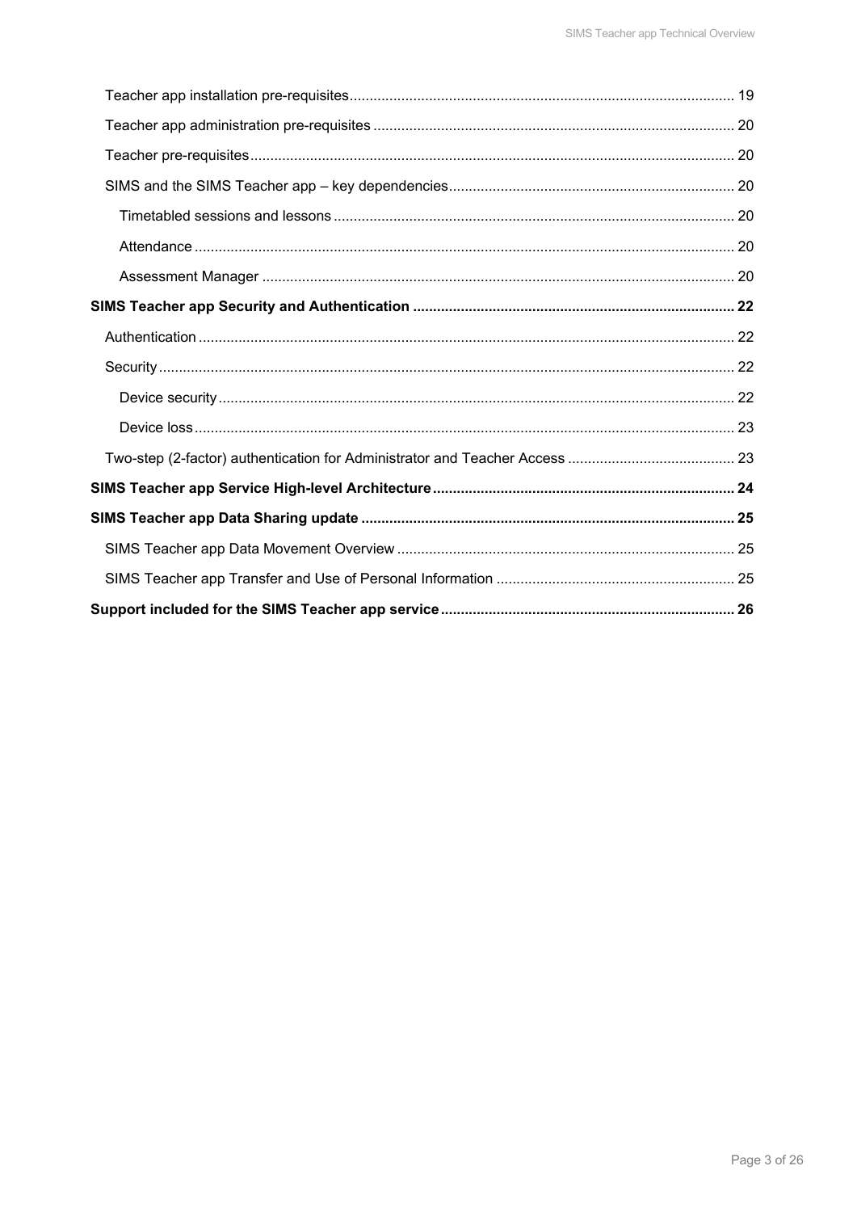- Teacher app installation pre-requisites ........ 19
- Teacher app administration pre-requisites ........ 20
- Teacher pre-requisites ........ 20
- SIMS and the SIMS Teacher app – key dependencies ........ 20
  - Timetabled sessions and lessons ........ 20
  - Attendance ........ 20
  - Assessment Manager ........ 20

**SIMS Teacher app Security and Authentication ........ 22**

- Authentication ........ 22
- Security ........ 22
  - Device security ........ 22
  - Device loss ........ 23
- Two-step (2-factor) authentication for Administrator and Teacher Access ........ 23

**SIMS Teacher app Service High-level Architecture ........ 24**

**SIMS Teacher app Data Sharing update ........ 25**

- SIMS Teacher app Data Movement Overview ........ 25
- SIMS Teacher app Transfer and Use of Personal Information ........ 25

**Support included for the SIMS Teacher app service ........ 26**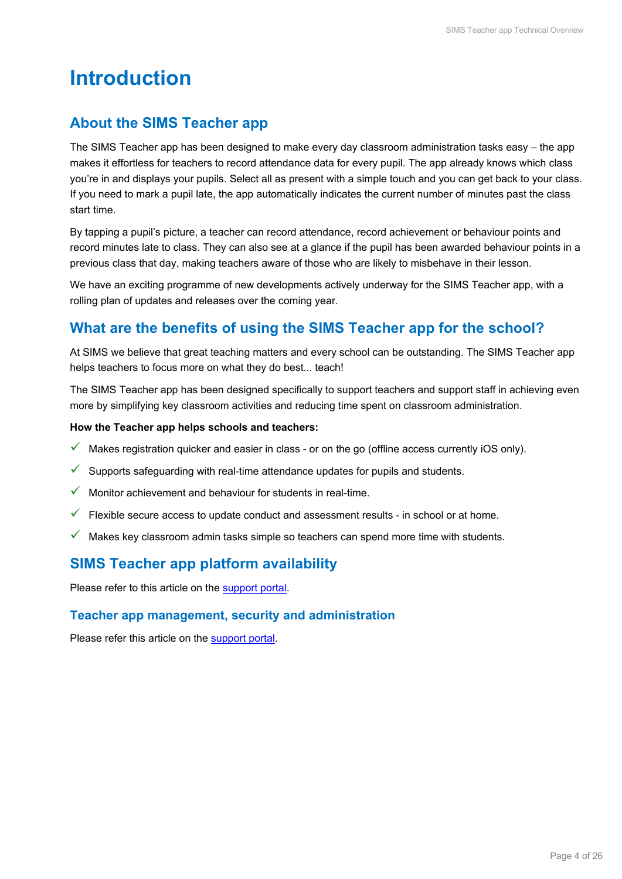# Introduction

## About the SIMS Teacher app

The SIMS Teacher app has been designed to make every day classroom administration tasks easy – the app makes it effortless for teachers to record attendance data for every pupil. The app already knows which class you're in and displays your pupils. Select all as present with a simple touch and you can get back to your class. If you need to mark a pupil late, the app automatically indicates the current number of minutes past the class start time.

By tapping a pupil's picture, a teacher can record attendance, record achievement or behaviour points and record minutes late to class. They can also see at a glance if the pupil has been awarded behaviour points in a previous class that day, making teachers aware of those who are likely to misbehave in their lesson.

We have an exciting programme of new developments actively underway for the SIMS Teacher app, with a rolling plan of updates and releases over the coming year.

## What are the benefits of using the SIMS Teacher app for the school?

At SIMS we believe that great teaching matters and every school can be outstanding. The SIMS Teacher app helps teachers to focus more on what they do best... teach!

The SIMS Teacher app has been designed specifically to support teachers and support staff in achieving even more by simplifying key classroom activities and reducing time spent on classroom administration.

**How the Teacher app helps schools and teachers:**

- ✓ Makes registration quicker and easier in class - or on the go (offline access currently iOS only).
- ✓ Supports safeguarding with real-time attendance updates for pupils and students.
- ✓ Monitor achievement and behaviour for students in real-time.
- ✓ Flexible secure access to update conduct and assessment results - in school or at home.
- ✓ Makes key classroom admin tasks simple so teachers can spend more time with students.

## SIMS Teacher app platform availability

Please refer to this article on the support portal.

### Teacher app management, security and administration

Please refer this article on the support portal.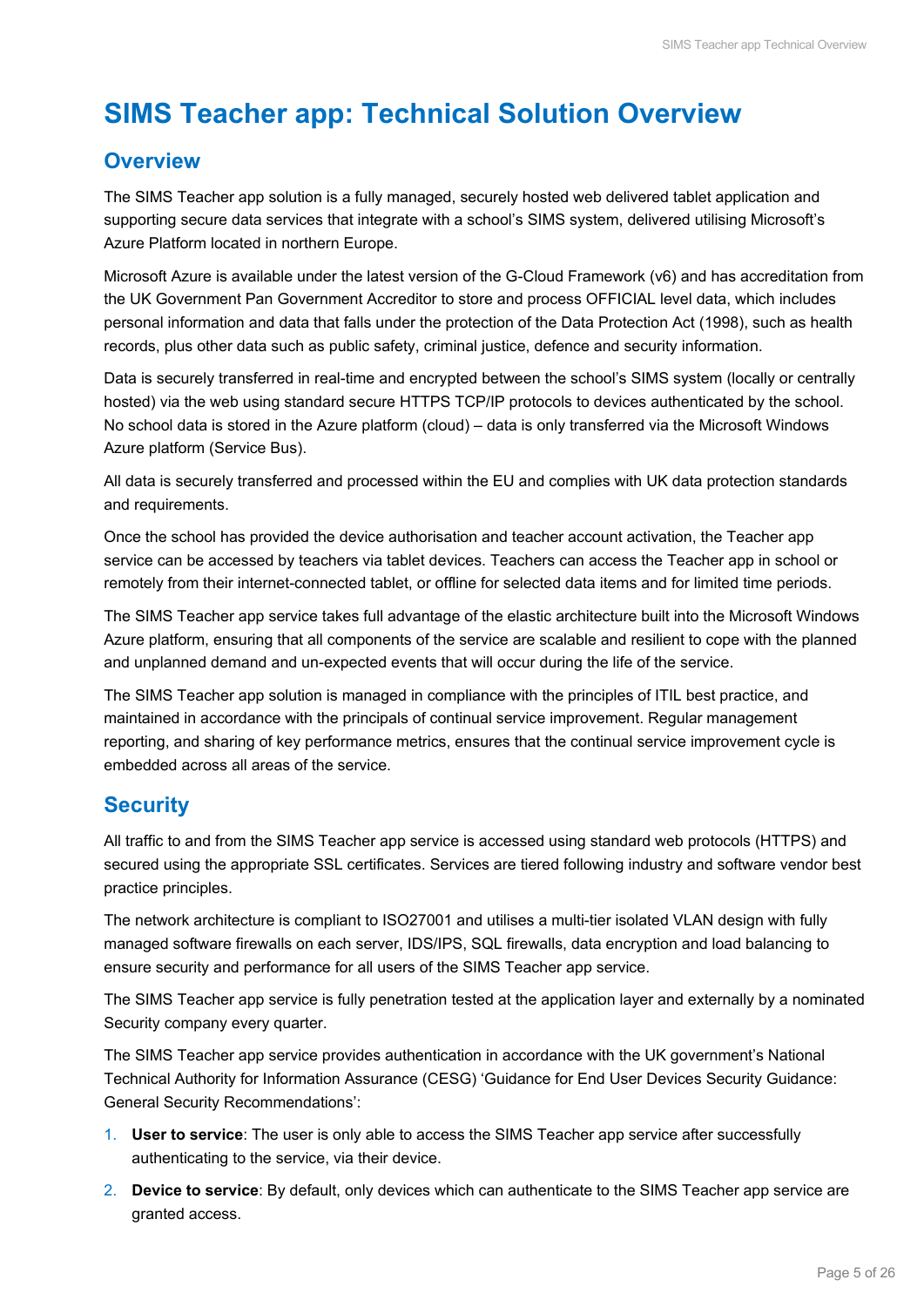# SIMS Teacher app: Technical Solution Overview

## Overview

The SIMS Teacher app solution is a fully managed, securely hosted web delivered tablet application and supporting secure data services that integrate with a school's SIMS system, delivered utilising Microsoft's Azure Platform located in northern Europe.

Microsoft Azure is available under the latest version of the G-Cloud Framework (v6) and has accreditation from the UK Government Pan Government Accreditor to store and process OFFICIAL level data, which includes personal information and data that falls under the protection of the Data Protection Act (1998), such as health records, plus other data such as public safety, criminal justice, defence and security information.

Data is securely transferred in real-time and encrypted between the school's SIMS system (locally or centrally hosted) via the web using standard secure HTTPS TCP/IP protocols to devices authenticated by the school. No school data is stored in the Azure platform (cloud) – data is only transferred via the Microsoft Windows Azure platform (Service Bus).

All data is securely transferred and processed within the EU and complies with UK data protection standards and requirements.

Once the school has provided the device authorisation and teacher account activation, the Teacher app service can be accessed by teachers via tablet devices. Teachers can access the Teacher app in school or remotely from their internet-connected tablet, or offline for selected data items and for limited time periods.

The SIMS Teacher app service takes full advantage of the elastic architecture built into the Microsoft Windows Azure platform, ensuring that all components of the service are scalable and resilient to cope with the planned and unplanned demand and un-expected events that will occur during the life of the service.

The SIMS Teacher app solution is managed in compliance with the principles of ITIL best practice, and maintained in accordance with the principals of continual service improvement. Regular management reporting, and sharing of key performance metrics, ensures that the continual service improvement cycle is embedded across all areas of the service.

## Security

All traffic to and from the SIMS Teacher app service is accessed using standard web protocols (HTTPS) and secured using the appropriate SSL certificates. Services are tiered following industry and software vendor best practice principles.

The network architecture is compliant to ISO27001 and utilises a multi-tier isolated VLAN design with fully managed software firewalls on each server, IDS/IPS, SQL firewalls, data encryption and load balancing to ensure security and performance for all users of the SIMS Teacher app service.

The SIMS Teacher app service is fully penetration tested at the application layer and externally by a nominated Security company every quarter.

The SIMS Teacher app service provides authentication in accordance with the UK government's National Technical Authority for Information Assurance (CESG) 'Guidance for End User Devices Security Guidance: General Security Recommendations':

1. **User to service**: The user is only able to access the SIMS Teacher app service after successfully authenticating to the service, via their device.
2. **Device to service**: By default, only devices which can authenticate to the SIMS Teacher app service are granted access.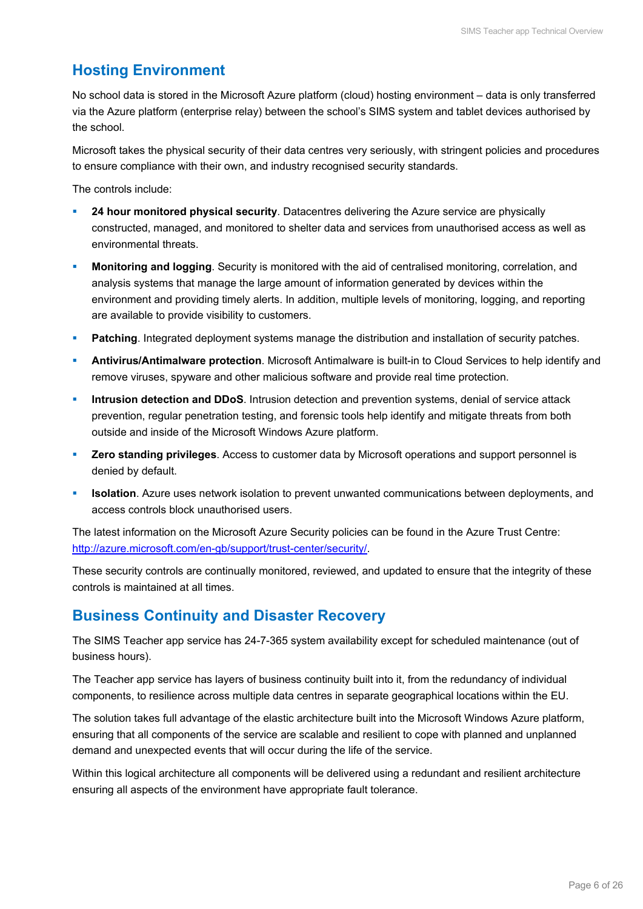## Hosting Environment

No school data is stored in the Microsoft Azure platform (cloud) hosting environment – data is only transferred via the Azure platform (enterprise relay) between the school's SIMS system and tablet devices authorised by the school.

Microsoft takes the physical security of their data centres very seriously, with stringent policies and procedures to ensure compliance with their own, and industry recognised security standards.

The controls include:

- **24 hour monitored physical security**. Datacentres delivering the Azure service are physically constructed, managed, and monitored to shelter data and services from unauthorised access as well as environmental threats.
- **Monitoring and logging**. Security is monitored with the aid of centralised monitoring, correlation, and analysis systems that manage the large amount of information generated by devices within the environment and providing timely alerts. In addition, multiple levels of monitoring, logging, and reporting are available to provide visibility to customers.
- **Patching**. Integrated deployment systems manage the distribution and installation of security patches.
- **Antivirus/Antimalware protection**. Microsoft Antimalware is built-in to Cloud Services to help identify and remove viruses, spyware and other malicious software and provide real time protection.
- **Intrusion detection and DDoS**. Intrusion detection and prevention systems, denial of service attack prevention, regular penetration testing, and forensic tools help identify and mitigate threats from both outside and inside of the Microsoft Windows Azure platform.
- **Zero standing privileges**. Access to customer data by Microsoft operations and support personnel is denied by default.
- **Isolation**. Azure uses network isolation to prevent unwanted communications between deployments, and access controls block unauthorised users.

The latest information on the Microsoft Azure Security policies can be found in the Azure Trust Centre: [http://azure.microsoft.com/en-gb/support/trust-center/security/](http://azure.microsoft.com/en-gb/support/trust-center/security/).

These security controls are continually monitored, reviewed, and updated to ensure that the integrity of these controls is maintained at all times.

## Business Continuity and Disaster Recovery

The SIMS Teacher app service has 24-7-365 system availability except for scheduled maintenance (out of business hours).

The Teacher app service has layers of business continuity built into it, from the redundancy of individual components, to resilience across multiple data centres in separate geographical locations within the EU.

The solution takes full advantage of the elastic architecture built into the Microsoft Windows Azure platform, ensuring that all components of the service are scalable and resilient to cope with planned and unplanned demand and unexpected events that will occur during the life of the service.

Within this logical architecture all components will be delivered using a redundant and resilient architecture ensuring all aspects of the environment have appropriate fault tolerance.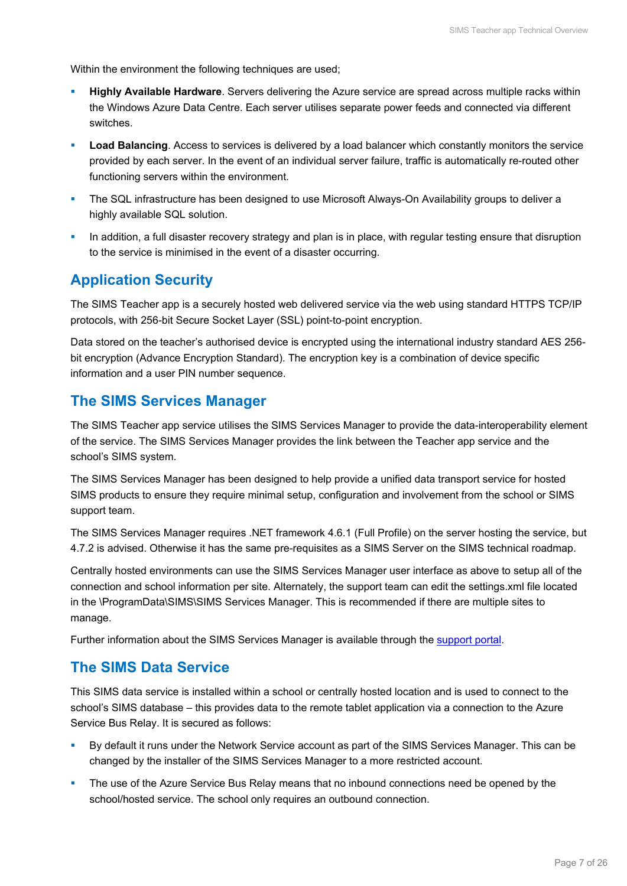Within the environment the following techniques are used;

- **Highly Available Hardware**. Servers delivering the Azure service are spread across multiple racks within the Windows Azure Data Centre. Each server utilises separate power feeds and connected via different switches.
- **Load Balancing**. Access to services is delivered by a load balancer which constantly monitors the service provided by each server. In the event of an individual server failure, traffic is automatically re-routed other functioning servers within the environment.
- The SQL infrastructure has been designed to use Microsoft Always-On Availability groups to deliver a highly available SQL solution.
- In addition, a full disaster recovery strategy and plan is in place, with regular testing ensure that disruption to the service is minimised in the event of a disaster occurring.

## Application Security

The SIMS Teacher app is a securely hosted web delivered service via the web using standard HTTPS TCP/IP protocols, with 256-bit Secure Socket Layer (SSL) point-to-point encryption.

Data stored on the teacher's authorised device is encrypted using the international industry standard AES 256-bit encryption (Advance Encryption Standard). The encryption key is a combination of device specific information and a user PIN number sequence.

## The SIMS Services Manager

The SIMS Teacher app service utilises the SIMS Services Manager to provide the data-interoperability element of the service. The SIMS Services Manager provides the link between the Teacher app service and the school's SIMS system.

The SIMS Services Manager has been designed to help provide a unified data transport service for hosted SIMS products to ensure they require minimal setup, configuration and involvement from the school or SIMS support team.

The SIMS Services Manager requires .NET framework 4.6.1 (Full Profile) on the server hosting the service, but 4.7.2 is advised. Otherwise it has the same pre-requisites as a SIMS Server on the SIMS technical roadmap.

Centrally hosted environments can use the SIMS Services Manager user interface as above to setup all of the connection and school information per site. Alternately, the support team can edit the settings.xml file located in the \ProgramData\SIMS\SIMS Services Manager. This is recommended if there are multiple sites to manage.

Further information about the SIMS Services Manager is available through the support portal.

## The SIMS Data Service

This SIMS data service is installed within a school or centrally hosted location and is used to connect to the school's SIMS database – this provides data to the remote tablet application via a connection to the Azure Service Bus Relay. It is secured as follows:

- By default it runs under the Network Service account as part of the SIMS Services Manager. This can be changed by the installer of the SIMS Services Manager to a more restricted account.
- The use of the Azure Service Bus Relay means that no inbound connections need be opened by the school/hosted service. The school only requires an outbound connection.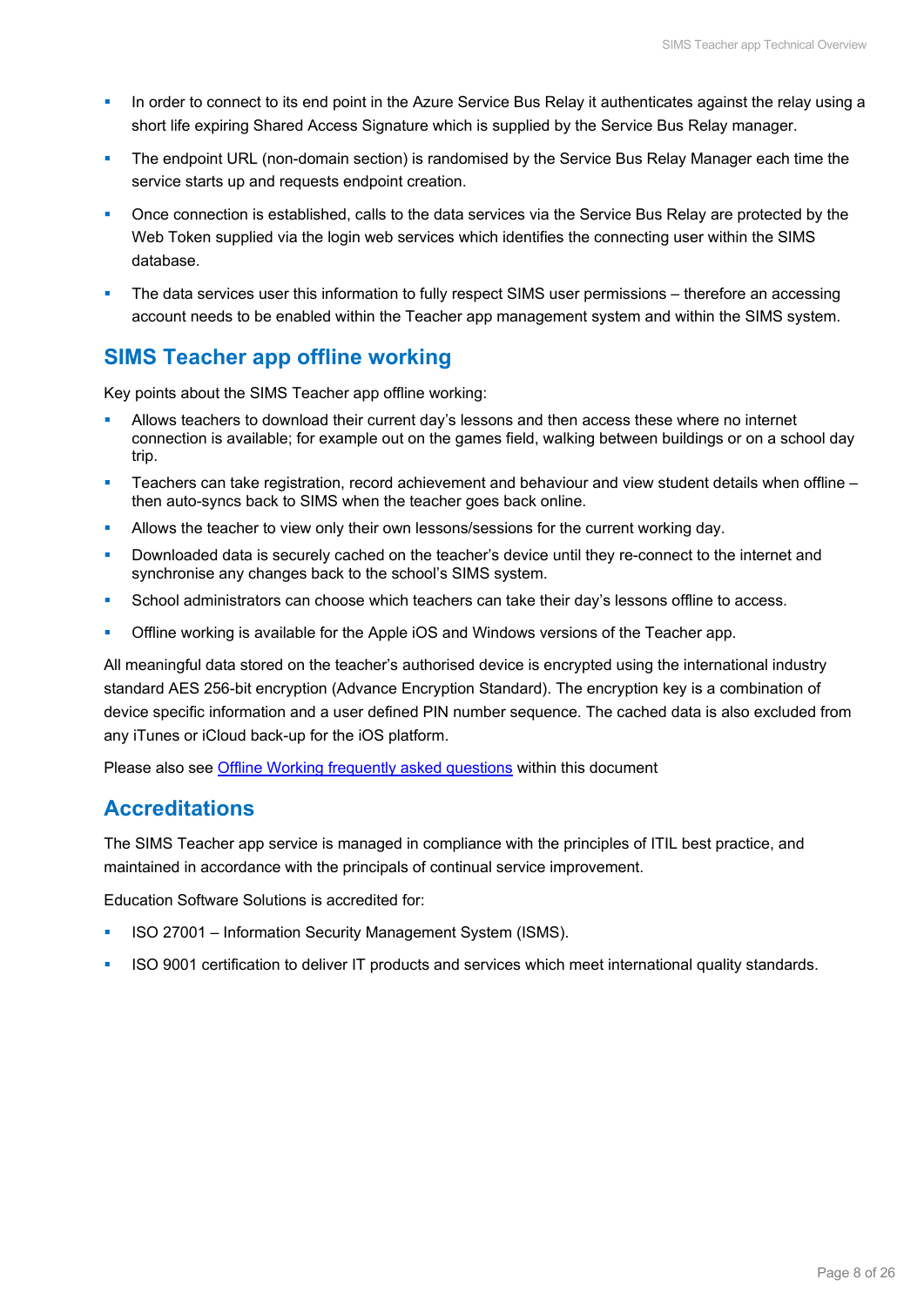- In order to connect to its end point in the Azure Service Bus Relay it authenticates against the relay using a short life expiring Shared Access Signature which is supplied by the Service Bus Relay manager.
- The endpoint URL (non-domain section) is randomised by the Service Bus Relay Manager each time the service starts up and requests endpoint creation.
- Once connection is established, calls to the data services via the Service Bus Relay are protected by the Web Token supplied via the login web services which identifies the connecting user within the SIMS database.
- The data services user this information to fully respect SIMS user permissions – therefore an accessing account needs to be enabled within the Teacher app management system and within the SIMS system.

## SIMS Teacher app offline working

Key points about the SIMS Teacher app offline working:

- Allows teachers to download their current day's lessons and then access these where no internet connection is available; for example out on the games field, walking between buildings or on a school day trip.
- Teachers can take registration, record achievement and behaviour and view student details when offline – then auto-syncs back to SIMS when the teacher goes back online.
- Allows the teacher to view only their own lessons/sessions for the current working day.
- Downloaded data is securely cached on the teacher's device until they re-connect to the internet and synchronise any changes back to the school's SIMS system.
- School administrators can choose which teachers can take their day's lessons offline to access.
- Offline working is available for the Apple iOS and Windows versions of the Teacher app.

All meaningful data stored on the teacher's authorised device is encrypted using the international industry standard AES 256-bit encryption (Advance Encryption Standard). The encryption key is a combination of device specific information and a user defined PIN number sequence. The cached data is also excluded from any iTunes or iCloud back-up for the iOS platform.

Please also see [Offline Working frequently asked questions] within this document

## Accreditations

The SIMS Teacher app service is managed in compliance with the principles of ITIL best practice, and maintained in accordance with the principals of continual service improvement.

Education Software Solutions is accredited for:

- ISO 27001 – Information Security Management System (ISMS).
- ISO 9001 certification to deliver IT products and services which meet international quality standards.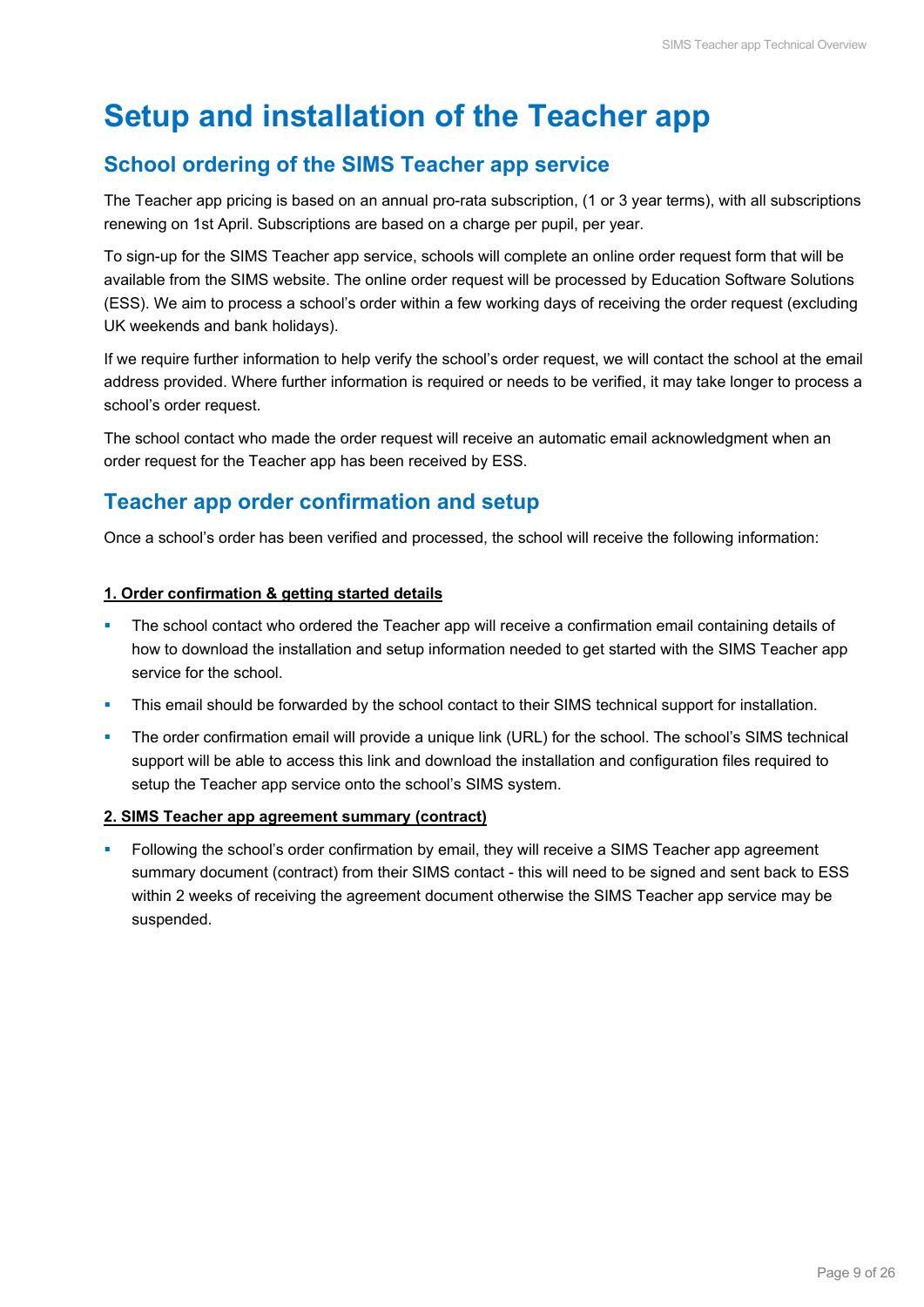# Setup and installation of the Teacher app

## School ordering of the SIMS Teacher app service

The Teacher app pricing is based on an annual pro-rata subscription, (1 or 3 year terms), with all subscriptions renewing on 1st April. Subscriptions are based on a charge per pupil, per year.

To sign-up for the SIMS Teacher app service, schools will complete an online order request form that will be available from the SIMS website. The online order request will be processed by Education Software Solutions (ESS). We aim to process a school's order within a few working days of receiving the order request (excluding UK weekends and bank holidays).

If we require further information to help verify the school's order request, we will contact the school at the email address provided. Where further information is required or needs to be verified, it may take longer to process a school's order request.

The school contact who made the order request will receive an automatic email acknowledgment when an order request for the Teacher app has been received by ESS.

## Teacher app order confirmation and setup

Once a school's order has been verified and processed, the school will receive the following information:

**1. Order confirmation & getting started details**

- The school contact who ordered the Teacher app will receive a confirmation email containing details of how to download the installation and setup information needed to get started with the SIMS Teacher app service for the school.
- This email should be forwarded by the school contact to their SIMS technical support for installation.
- The order confirmation email will provide a unique link (URL) for the school. The school's SIMS technical support will be able to access this link and download the installation and configuration files required to setup the Teacher app service onto the school's SIMS system.

**2. SIMS Teacher app agreement summary (contract)**

- Following the school's order confirmation by email, they will receive a SIMS Teacher app agreement summary document (contract) from their SIMS contact - this will need to be signed and sent back to ESS within 2 weeks of receiving the agreement document otherwise the SIMS Teacher app service may be suspended.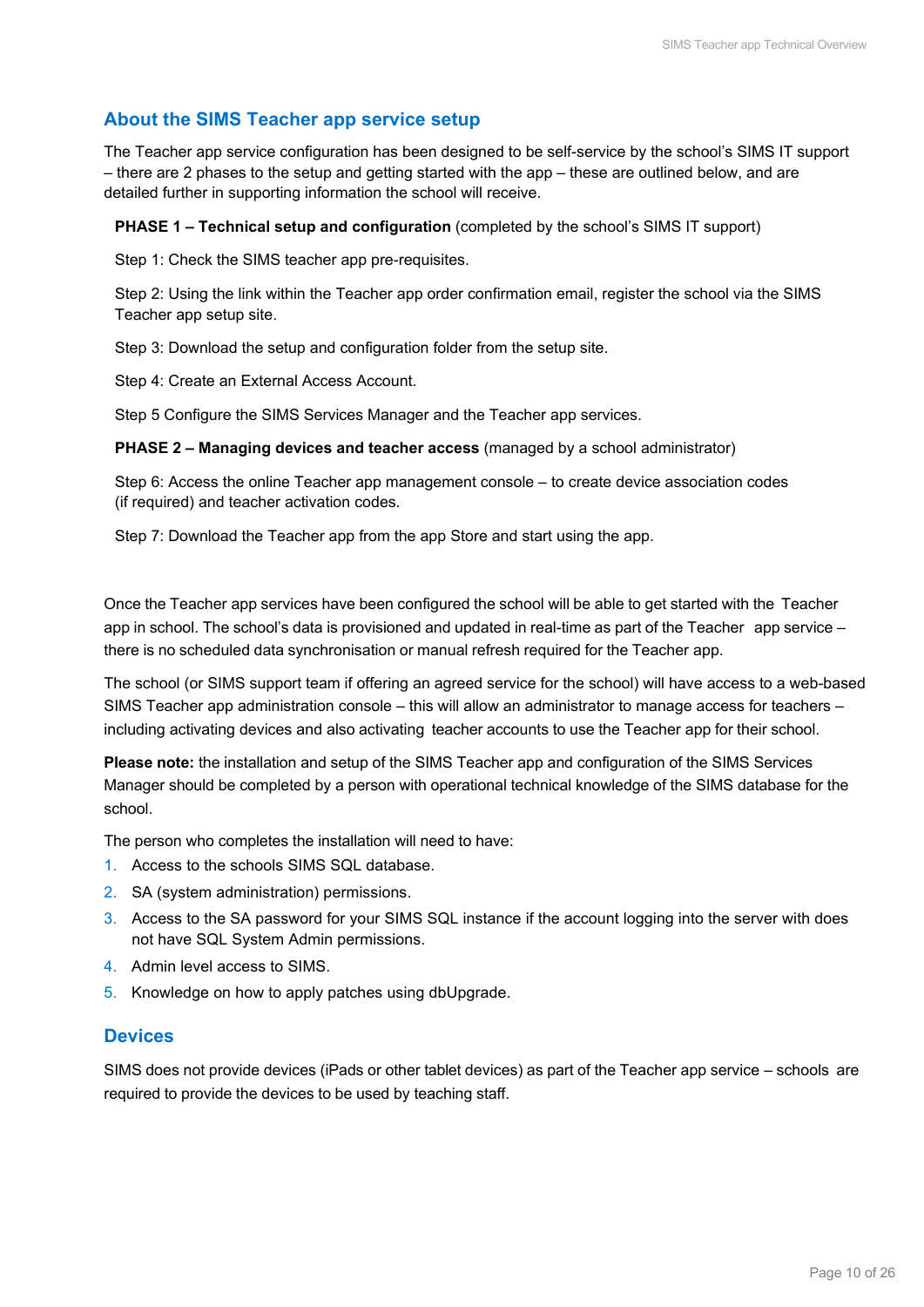## About the SIMS Teacher app service setup

The Teacher app service configuration has been designed to be self-service by the school's SIMS IT support – there are 2 phases to the setup and getting started with the app – these are outlined below, and are detailed further in supporting information the school will receive.

**PHASE 1 – Technical setup and configuration** (completed by the school's SIMS IT support)

Step 1: Check the SIMS teacher app pre-requisites.

Step 2: Using the link within the Teacher app order confirmation email, register the school via the SIMS Teacher app setup site.

Step 3: Download the setup and configuration folder from the setup site.

Step 4: Create an External Access Account.

Step 5 Configure the SIMS Services Manager and the Teacher app services.

**PHASE 2 – Managing devices and teacher access** (managed by a school administrator)

Step 6: Access the online Teacher app management console – to create device association codes (if required) and teacher activation codes.

Step 7: Download the Teacher app from the app Store and start using the app.

Once the Teacher app services have been configured the school will be able to get started with the Teacher app in school. The school's data is provisioned and updated in real-time as part of the Teacher app service – there is no scheduled data synchronisation or manual refresh required for the Teacher app.

The school (or SIMS support team if offering an agreed service for the school) will have access to a web-based SIMS Teacher app administration console – this will allow an administrator to manage access for teachers – including activating devices and also activating teacher accounts to use the Teacher app for their school.

**Please note:** the installation and setup of the SIMS Teacher app and configuration of the SIMS Services Manager should be completed by a person with operational technical knowledge of the SIMS database for the school.

The person who completes the installation will need to have:

1. Access to the schools SIMS SQL database.
2. SA (system administration) permissions.
3. Access to the SA password for your SIMS SQL instance if the account logging into the server with does not have SQL System Admin permissions.
4. Admin level access to SIMS.
5. Knowledge on how to apply patches using dbUpgrade.

## Devices

SIMS does not provide devices (iPads or other tablet devices) as part of the Teacher app service – schools are required to provide the devices to be used by teaching staff.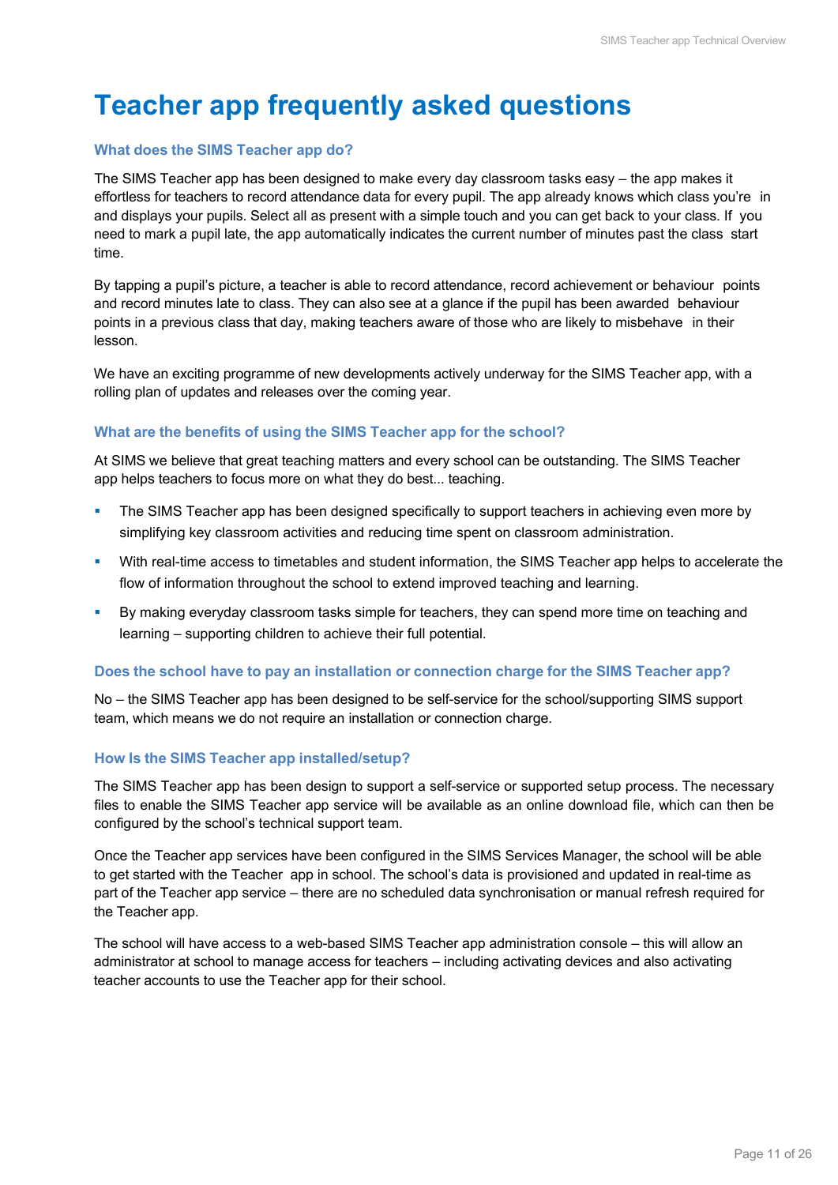# Teacher app frequently asked questions

### What does the SIMS Teacher app do?

The SIMS Teacher app has been designed to make every day classroom tasks easy – the app makes it effortless for teachers to record attendance data for every pupil. The app already knows which class you're in and displays your pupils. Select all as present with a simple touch and you can get back to your class. If you need to mark a pupil late, the app automatically indicates the current number of minutes past the class start time.

By tapping a pupil's picture, a teacher is able to record attendance, record achievement or behaviour points and record minutes late to class. They can also see at a glance if the pupil has been awarded behaviour points in a previous class that day, making teachers aware of those who are likely to misbehave in their lesson.

We have an exciting programme of new developments actively underway for the SIMS Teacher app, with a rolling plan of updates and releases over the coming year.

### What are the benefits of using the SIMS Teacher app for the school?

At SIMS we believe that great teaching matters and every school can be outstanding. The SIMS Teacher app helps teachers to focus more on what they do best... teaching.

- The SIMS Teacher app has been designed specifically to support teachers in achieving even more by simplifying key classroom activities and reducing time spent on classroom administration.
- With real-time access to timetables and student information, the SIMS Teacher app helps to accelerate the flow of information throughout the school to extend improved teaching and learning.
- By making everyday classroom tasks simple for teachers, they can spend more time on teaching and learning – supporting children to achieve their full potential.

### Does the school have to pay an installation or connection charge for the SIMS Teacher app?

No – the SIMS Teacher app has been designed to be self-service for the school/supporting SIMS support team, which means we do not require an installation or connection charge.

### How Is the SIMS Teacher app installed/setup?

The SIMS Teacher app has been design to support a self-service or supported setup process. The necessary files to enable the SIMS Teacher app service will be available as an online download file, which can then be configured by the school's technical support team.

Once the Teacher app services have been configured in the SIMS Services Manager, the school will be able to get started with the Teacher app in school. The school's data is provisioned and updated in real-time as part of the Teacher app service – there are no scheduled data synchronisation or manual refresh required for the Teacher app.

The school will have access to a web-based SIMS Teacher app administration console – this will allow an administrator at school to manage access for teachers – including activating devices and also activating teacher accounts to use the Teacher app for their school.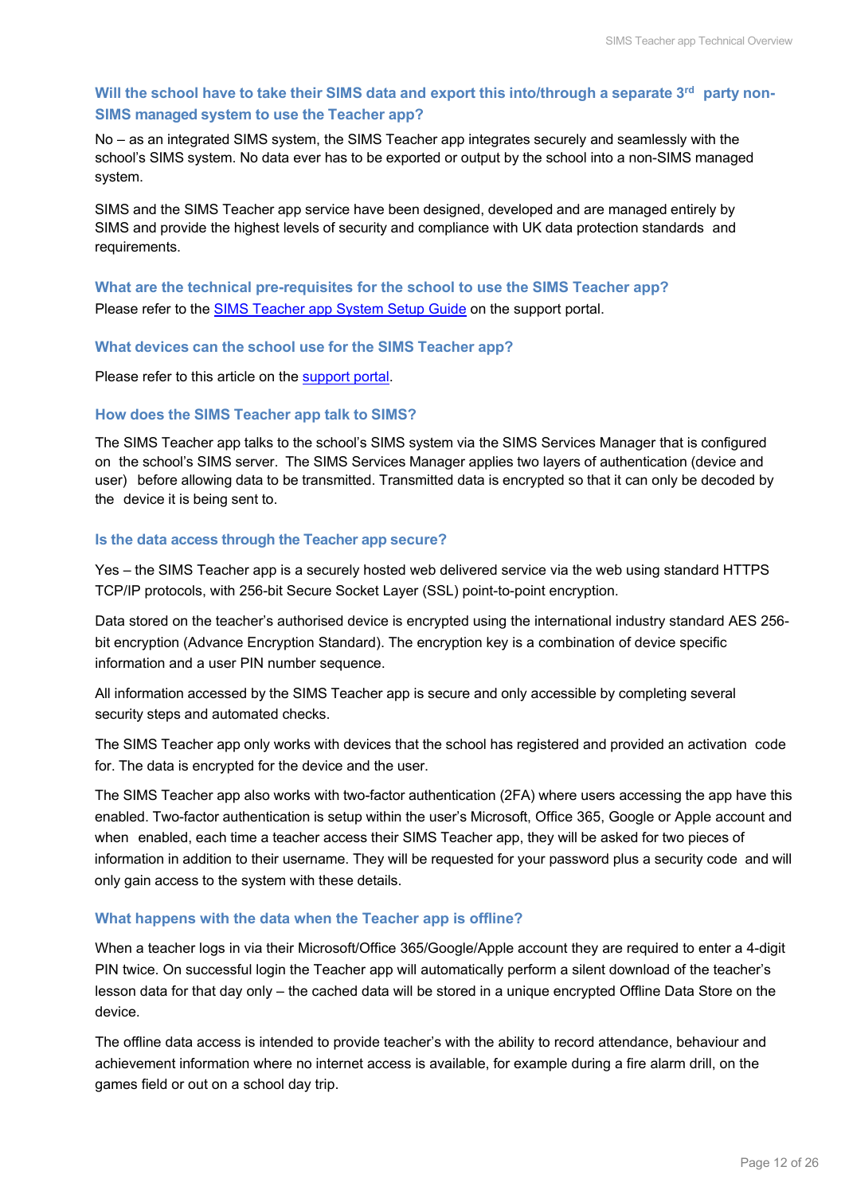### Will the school have to take their SIMS data and export this into/through a separate 3rd party non-SIMS managed system to use the Teacher app?

No – as an integrated SIMS system, the SIMS Teacher app integrates securely and seamlessly with the school's SIMS system. No data ever has to be exported or output by the school into a non-SIMS managed system.

SIMS and the SIMS Teacher app service have been designed, developed and are managed entirely by SIMS and provide the highest levels of security and compliance with UK data protection standards and requirements.

### What are the technical pre-requisites for the school to use the SIMS Teacher app?

Please refer to the [SIMS Teacher app System Setup Guide]() on the support portal.

### What devices can the school use for the SIMS Teacher app?

Please refer to this article on the [support portal]().

### How does the SIMS Teacher app talk to SIMS?

The SIMS Teacher app talks to the school's SIMS system via the SIMS Services Manager that is configured on the school's SIMS server. The SIMS Services Manager applies two layers of authentication (device and user) before allowing data to be transmitted. Transmitted data is encrypted so that it can only be decoded by the device it is being sent to.

### Is the data access through the Teacher app secure?

Yes – the SIMS Teacher app is a securely hosted web delivered service via the web using standard HTTPS TCP/IP protocols, with 256-bit Secure Socket Layer (SSL) point-to-point encryption.

Data stored on the teacher's authorised device is encrypted using the international industry standard AES 256-bit encryption (Advance Encryption Standard). The encryption key is a combination of device specific information and a user PIN number sequence.

All information accessed by the SIMS Teacher app is secure and only accessible by completing several security steps and automated checks.

The SIMS Teacher app only works with devices that the school has registered and provided an activation code for. The data is encrypted for the device and the user.

The SIMS Teacher app also works with two-factor authentication (2FA) where users accessing the app have this enabled. Two-factor authentication is setup within the user's Microsoft, Office 365, Google or Apple account and when enabled, each time a teacher access their SIMS Teacher app, they will be asked for two pieces of information in addition to their username. They will be requested for your password plus a security code and will only gain access to the system with these details.

### What happens with the data when the Teacher app is offline?

When a teacher logs in via their Microsoft/Office 365/Google/Apple account they are required to enter a 4-digit PIN twice. On successful login the Teacher app will automatically perform a silent download of the teacher's lesson data for that day only – the cached data will be stored in a unique encrypted Offline Data Store on the device.

The offline data access is intended to provide teacher's with the ability to record attendance, behaviour and achievement information where no internet access is available, for example during a fire alarm drill, on the games field or out on a school day trip.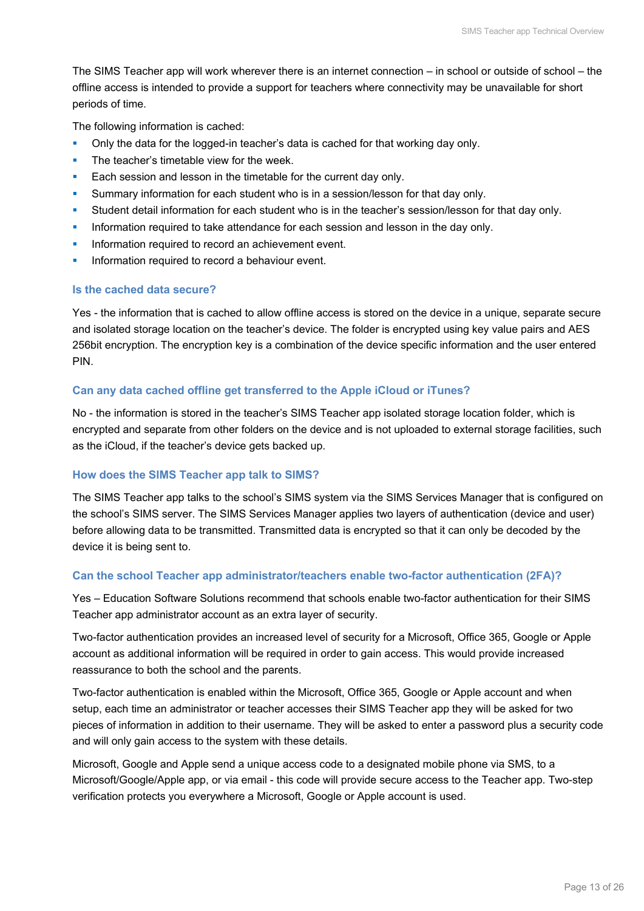The SIMS Teacher app will work wherever there is an internet connection – in school or outside of school – the offline access is intended to provide a support for teachers where connectivity may be unavailable for short periods of time.

The following information is cached:

- Only the data for the logged-in teacher's data is cached for that working day only.
- The teacher's timetable view for the week.
- Each session and lesson in the timetable for the current day only.
- Summary information for each student who is in a session/lesson for that day only.
- Student detail information for each student who is in the teacher's session/lesson for that day only.
- Information required to take attendance for each session and lesson in the day only.
- Information required to record an achievement event.
- Information required to record a behaviour event.

### Is the cached data secure?

Yes - the information that is cached to allow offline access is stored on the device in a unique, separate secure and isolated storage location on the teacher's device. The folder is encrypted using key value pairs and AES 256bit encryption. The encryption key is a combination of the device specific information and the user entered PIN.

### Can any data cached offline get transferred to the Apple iCloud or iTunes?

No - the information is stored in the teacher's SIMS Teacher app isolated storage location folder, which is encrypted and separate from other folders on the device and is not uploaded to external storage facilities, such as the iCloud, if the teacher's device gets backed up.

### How does the SIMS Teacher app talk to SIMS?

The SIMS Teacher app talks to the school's SIMS system via the SIMS Services Manager that is configured on the school's SIMS server. The SIMS Services Manager applies two layers of authentication (device and user) before allowing data to be transmitted. Transmitted data is encrypted so that it can only be decoded by the device it is being sent to.

### Can the school Teacher app administrator/teachers enable two-factor authentication (2FA)?

Yes – Education Software Solutions recommend that schools enable two-factor authentication for their SIMS Teacher app administrator account as an extra layer of security.

Two-factor authentication provides an increased level of security for a Microsoft, Office 365, Google or Apple account as additional information will be required in order to gain access. This would provide increased reassurance to both the school and the parents.

Two-factor authentication is enabled within the Microsoft, Office 365, Google or Apple account and when setup, each time an administrator or teacher accesses their SIMS Teacher app they will be asked for two pieces of information in addition to their username. They will be asked to enter a password plus a security code and will only gain access to the system with these details.

Microsoft, Google and Apple send a unique access code to a designated mobile phone via SMS, to a Microsoft/Google/Apple app, or via email - this code will provide secure access to the Teacher app. Two-step verification protects you everywhere a Microsoft, Google or Apple account is used.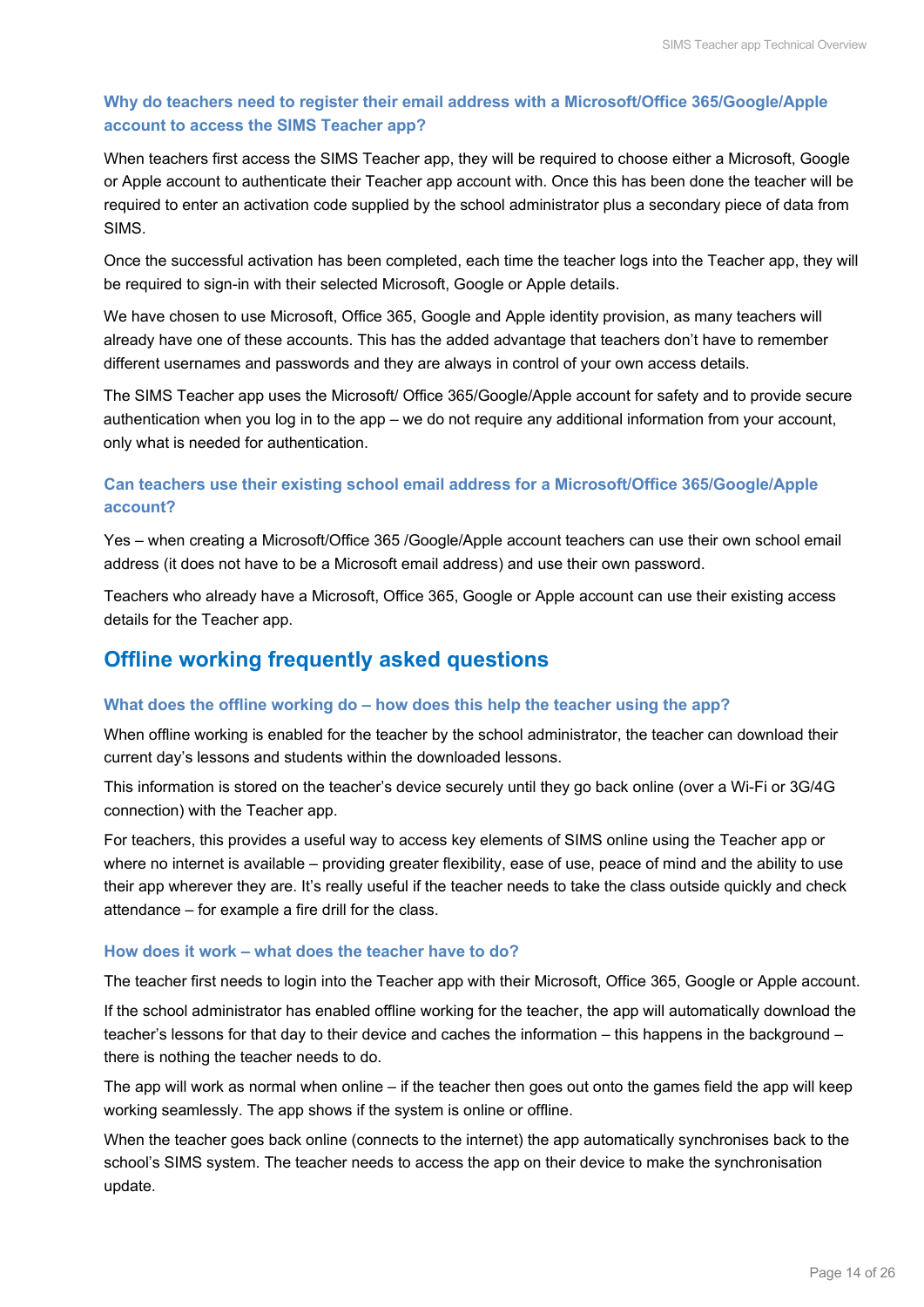### Why do teachers need to register their email address with a Microsoft/Office 365/Google/Apple account to access the SIMS Teacher app?

When teachers first access the SIMS Teacher app, they will be required to choose either a Microsoft, Google or Apple account to authenticate their Teacher app account with. Once this has been done the teacher will be required to enter an activation code supplied by the school administrator plus a secondary piece of data from SIMS.

Once the successful activation has been completed, each time the teacher logs into the Teacher app, they will be required to sign-in with their selected Microsoft, Google or Apple details.

We have chosen to use Microsoft, Office 365, Google and Apple identity provision, as many teachers will already have one of these accounts. This has the added advantage that teachers don't have to remember different usernames and passwords and they are always in control of your own access details.

The SIMS Teacher app uses the Microsoft/ Office 365/Google/Apple account for safety and to provide secure authentication when you log in to the app – we do not require any additional information from your account, only what is needed for authentication.

### Can teachers use their existing school email address for a Microsoft/Office 365/Google/Apple account?

Yes – when creating a Microsoft/Office 365 /Google/Apple account teachers can use their own school email address (it does not have to be a Microsoft email address) and use their own password.

Teachers who already have a Microsoft, Office 365, Google or Apple account can use their existing access details for the Teacher app.

## Offline working frequently asked questions

### What does the offline working do – how does this help the teacher using the app?

When offline working is enabled for the teacher by the school administrator, the teacher can download their current day's lessons and students within the downloaded lessons.

This information is stored on the teacher's device securely until they go back online (over a Wi-Fi or 3G/4G connection) with the Teacher app.

For teachers, this provides a useful way to access key elements of SIMS online using the Teacher app or where no internet is available – providing greater flexibility, ease of use, peace of mind and the ability to use their app wherever they are. It's really useful if the teacher needs to take the class outside quickly and check attendance – for example a fire drill for the class.

### How does it work – what does the teacher have to do?

The teacher first needs to login into the Teacher app with their Microsoft, Office 365, Google or Apple account.

If the school administrator has enabled offline working for the teacher, the app will automatically download the teacher's lessons for that day to their device and caches the information – this happens in the background – there is nothing the teacher needs to do.

The app will work as normal when online – if the teacher then goes out onto the games field the app will keep working seamlessly. The app shows if the system is online or offline.

When the teacher goes back online (connects to the internet) the app automatically synchronises back to the school's SIMS system. The teacher needs to access the app on their device to make the synchronisation update.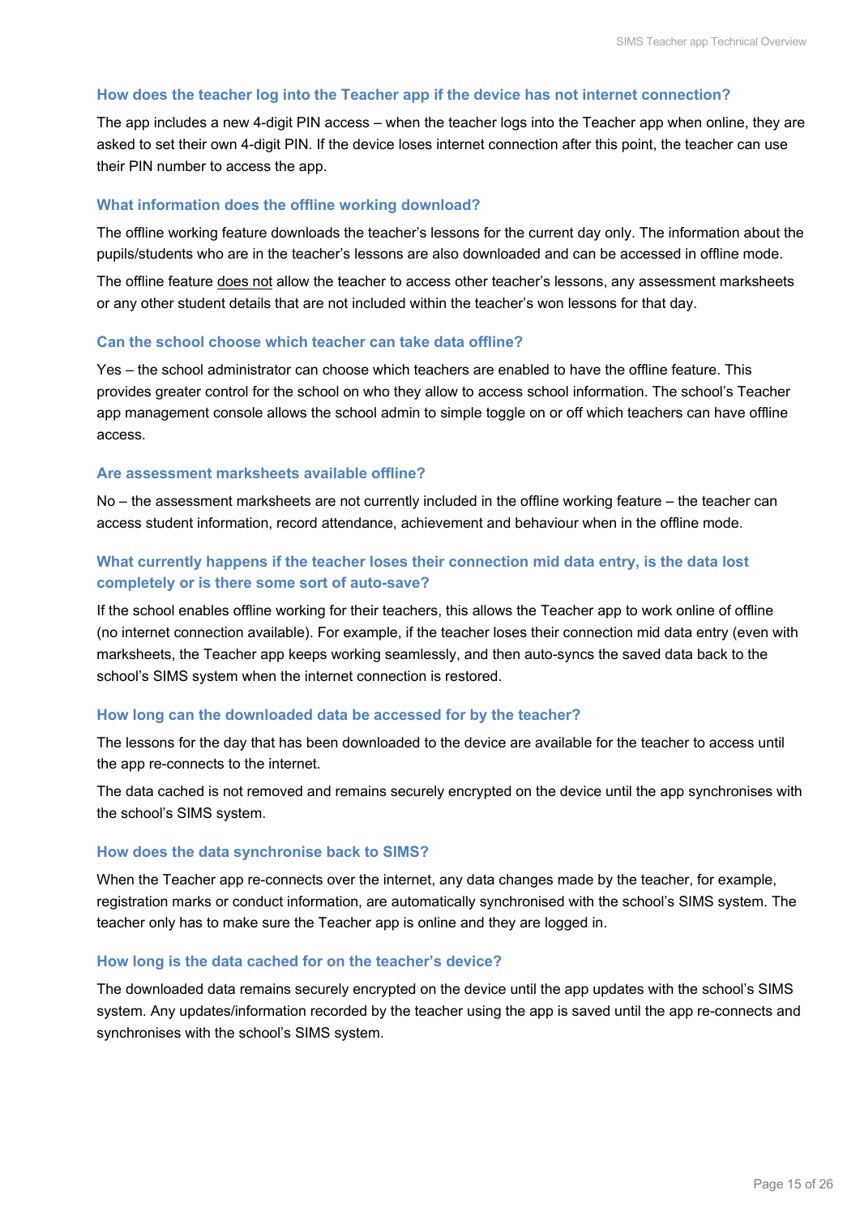### How does the teacher log into the Teacher app if the device has not internet connection?

The app includes a new 4-digit PIN access – when the teacher logs into the Teacher app when online, they are asked to set their own 4-digit PIN. If the device loses internet connection after this point, the teacher can use their PIN number to access the app.

### What information does the offline working download?

The offline working feature downloads the teacher's lessons for the current day only. The information about the pupils/students who are in the teacher's lessons are also downloaded and can be accessed in offline mode.

The offline feature does not allow the teacher to access other teacher's lessons, any assessment marksheets or any other student details that are not included within the teacher's won lessons for that day.

### Can the school choose which teacher can take data offline?

Yes – the school administrator can choose which teachers are enabled to have the offline feature. This provides greater control for the school on who they allow to access school information. The school's Teacher app management console allows the school admin to simple toggle on or off which teachers can have offline access.

### Are assessment marksheets available offline?

No – the assessment marksheets are not currently included in the offline working feature – the teacher can access student information, record attendance, achievement and behaviour when in the offline mode.

### What currently happens if the teacher loses their connection mid data entry, is the data lost completely or is there some sort of auto-save?

If the school enables offline working for their teachers, this allows the Teacher app to work online of offline (no internet connection available). For example, if the teacher loses their connection mid data entry (even with marksheets, the Teacher app keeps working seamlessly, and then auto-syncs the saved data back to the school's SIMS system when the internet connection is restored.

### How long can the downloaded data be accessed for by the teacher?

The lessons for the day that has been downloaded to the device are available for the teacher to access until the app re-connects to the internet.

The data cached is not removed and remains securely encrypted on the device until the app synchronises with the school's SIMS system.

### How does the data synchronise back to SIMS?

When the Teacher app re-connects over the internet, any data changes made by the teacher, for example, registration marks or conduct information, are automatically synchronised with the school's SIMS system. The teacher only has to make sure the Teacher app is online and they are logged in.

### How long is the data cached for on the teacher's device?

The downloaded data remains securely encrypted on the device until the app updates with the school's SIMS system. Any updates/information recorded by the teacher using the app is saved until the app re-connects and synchronises with the school's SIMS system.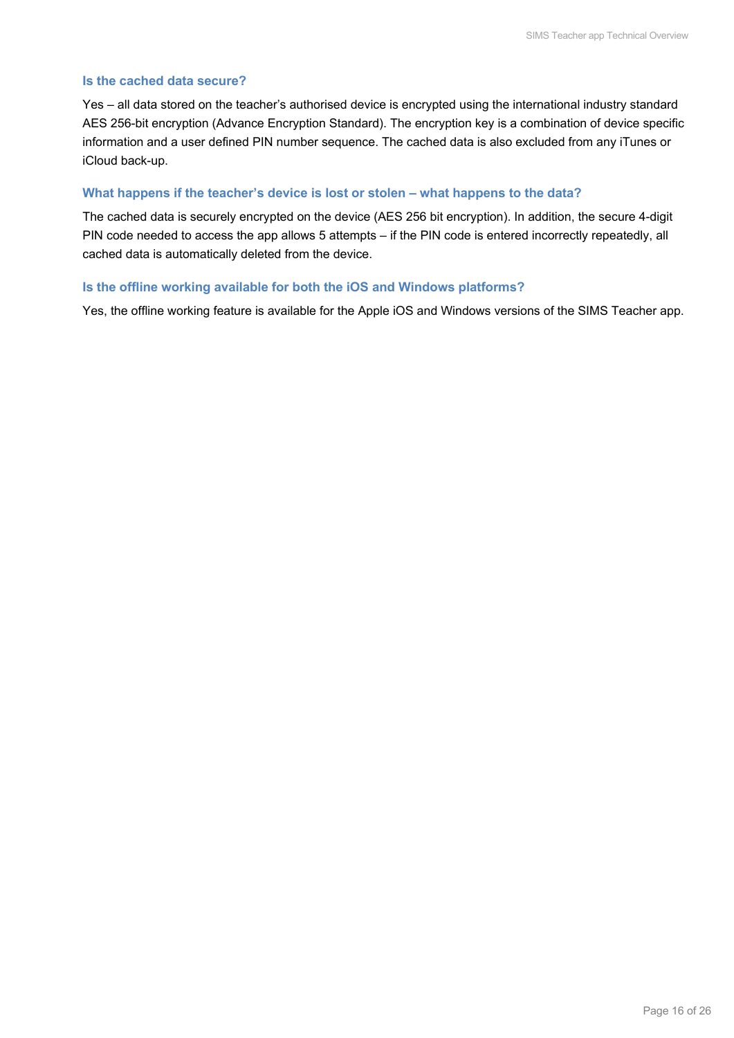### Is the cached data secure?

Yes – all data stored on the teacher's authorised device is encrypted using the international industry standard AES 256-bit encryption (Advance Encryption Standard). The encryption key is a combination of device specific information and a user defined PIN number sequence. The cached data is also excluded from any iTunes or iCloud back-up.

### What happens if the teacher's device is lost or stolen – what happens to the data?

The cached data is securely encrypted on the device (AES 256 bit encryption). In addition, the secure 4-digit PIN code needed to access the app allows 5 attempts – if the PIN code is entered incorrectly repeatedly, all cached data is automatically deleted from the device.

### Is the offline working available for both the iOS and Windows platforms?

Yes, the offline working feature is available for the Apple iOS and Windows versions of the SIMS Teacher app.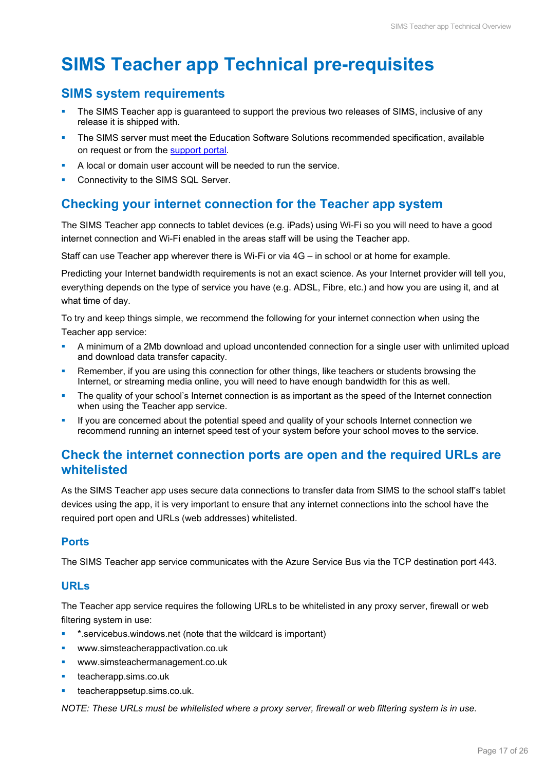# SIMS Teacher app Technical pre-requisites

## SIMS system requirements

- The SIMS Teacher app is guaranteed to support the previous two releases of SIMS, inclusive of any release it is shipped with.
- The SIMS server must meet the Education Software Solutions recommended specification, available on request or from the [support portal](#).
- A local or domain user account will be needed to run the service.
- Connectivity to the SIMS SQL Server.

## Checking your internet connection for the Teacher app system

The SIMS Teacher app connects to tablet devices (e.g. iPads) using Wi-Fi so you will need to have a good internet connection and Wi-Fi enabled in the areas staff will be using the Teacher app.

Staff can use Teacher app wherever there is Wi-Fi or via 4G – in school or at home for example.

Predicting your Internet bandwidth requirements is not an exact science. As your Internet provider will tell you, everything depends on the type of service you have (e.g. ADSL, Fibre, etc.) and how you are using it, and at what time of day.

To try and keep things simple, we recommend the following for your internet connection when using the Teacher app service:

- A minimum of a 2Mb download and upload uncontended connection for a single user with unlimited upload and download data transfer capacity.
- Remember, if you are using this connection for other things, like teachers or students browsing the Internet, or streaming media online, you will need to have enough bandwidth for this as well.
- The quality of your school's Internet connection is as important as the speed of the Internet connection when using the Teacher app service.
- If you are concerned about the potential speed and quality of your schools Internet connection we recommend running an internet speed test of your system before your school moves to the service.

## Check the internet connection ports are open and the required URLs are whitelisted

As the SIMS Teacher app uses secure data connections to transfer data from SIMS to the school staff's tablet devices using the app, it is very important to ensure that any internet connections into the school have the required port open and URLs (web addresses) whitelisted.

### Ports

The SIMS Teacher app service communicates with the Azure Service Bus via the TCP destination port 443.

### URLs

The Teacher app service requires the following URLs to be whitelisted in any proxy server, firewall or web filtering system in use:

- *.servicebus.windows.net (note that the wildcard is important)
- www.simsteacherappactivation.co.uk
- www.simsteachermanagement.co.uk
- teacherapp.sims.co.uk
- teacherappsetup.sims.co.uk.

*NOTE: These URLs must be whitelisted where a proxy server, firewall or web filtering system is in use.*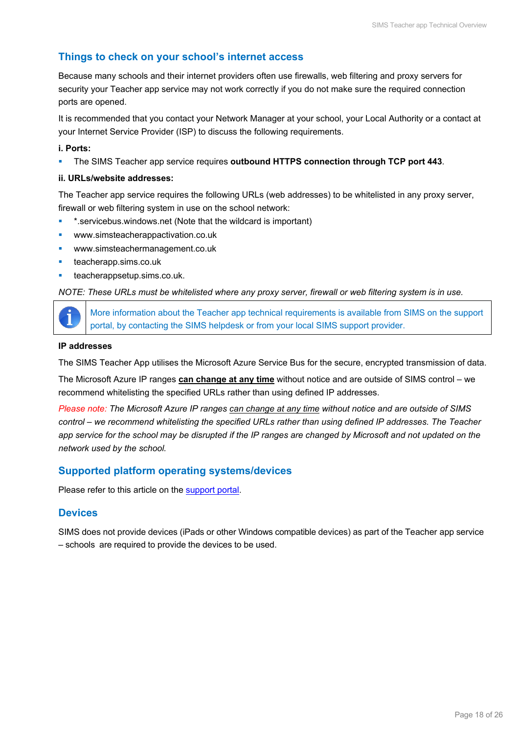## Things to check on your school's internet access

Because many schools and their internet providers often use firewalls, web filtering and proxy servers for security your Teacher app service may not work correctly if you do not make sure the required connection ports are opened.

It is recommended that you contact your Network Manager at your school, your Local Authority or a contact at your Internet Service Provider (ISP) to discuss the following requirements.

**i. Ports:**

- The SIMS Teacher app service requires **outbound HTTPS connection through TCP port 443**.

**ii. URLs/website addresses:**

The Teacher app service requires the following URLs (web addresses) to be whitelisted in any proxy server, firewall or web filtering system in use on the school network:

- *.servicebus.windows.net (Note that the wildcard is important)
- www.simsteacherappactivation.co.uk
- www.simsteachermanagement.co.uk
- teacherapp.sims.co.uk
- teacherappsetup.sims.co.uk.

*NOTE: These URLs must be whitelisted where any proxy server, firewall or web filtering system is in use.*

More information about the Teacher app technical requirements is available from SIMS on the support portal, by contacting the SIMS helpdesk or from your local SIMS support provider.

**IP addresses**

The SIMS Teacher App utilises the Microsoft Azure Service Bus for the secure, encrypted transmission of data.

The Microsoft Azure IP ranges **can change at any time** without notice and are outside of SIMS control – we recommend whitelisting the specified URLs rather than using defined IP addresses.

*Please note: The Microsoft Azure IP ranges can change at any time without notice and are outside of SIMS control – we recommend whitelisting the specified URLs rather than using defined IP addresses. The Teacher app service for the school may be disrupted if the IP ranges are changed by Microsoft and not updated on the network used by the school.*

## Supported platform operating systems/devices

Please refer to this article on the support portal.

## Devices

SIMS does not provide devices (iPads or other Windows compatible devices) as part of the Teacher app service – schools are required to provide the devices to be used.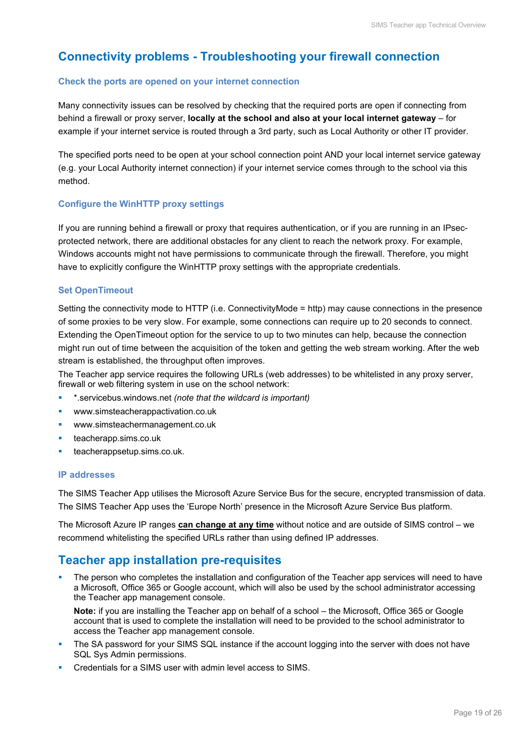## Connectivity problems - Troubleshooting your firewall connection

### Check the ports are opened on your internet connection

Many connectivity issues can be resolved by checking that the required ports are open if connecting from behind a firewall or proxy server, **locally at the school and also at your local internet gateway** – for example if your internet service is routed through a 3rd party, such as Local Authority or other IT provider.

The specified ports need to be open at your school connection point AND your local internet service gateway (e.g. your Local Authority internet connection) if your internet service comes through to the school via this method.

### Configure the WinHTTP proxy settings

If you are running behind a firewall or proxy that requires authentication, or if you are running in an IPsec-protected network, there are additional obstacles for any client to reach the network proxy. For example, Windows accounts might not have permissions to communicate through the firewall. Therefore, you might have to explicitly configure the WinHTTP proxy settings with the appropriate credentials.

### Set OpenTimeout

Setting the connectivity mode to HTTP (i.e. ConnectivityMode = http) may cause connections in the presence of some proxies to be very slow. For example, some connections can require up to 20 seconds to connect. Extending the OpenTimeout option for the service to up to two minutes can help, because the connection might run out of time between the acquisition of the token and getting the web stream working. After the web stream is established, the throughput often improves.

The Teacher app service requires the following URLs (web addresses) to be whitelisted in any proxy server, firewall or web filtering system in use on the school network:

- *.servicebus.windows.net *(note that the wildcard is important)*
- www.simsteacherappactivation.co.uk
- www.simsteachermanagement.co.uk
- teacherapp.sims.co.uk
- teacherappsetup.sims.co.uk.

### IP addresses

The SIMS Teacher App utilises the Microsoft Azure Service Bus for the secure, encrypted transmission of data. The SIMS Teacher App uses the 'Europe North' presence in the Microsoft Azure Service Bus platform.

The Microsoft Azure IP ranges **can change at any time** without notice and are outside of SIMS control – we recommend whitelisting the specified URLs rather than using defined IP addresses.

## Teacher app installation pre-requisites

- The person who completes the installation and configuration of the Teacher app services will need to have a Microsoft, Office 365 or Google account, which will also be used by the school administrator accessing the Teacher app management console.

  **Note:** if you are installing the Teacher app on behalf of a school – the Microsoft, Office 365 or Google account that is used to complete the installation will need to be provided to the school administrator to access the Teacher app management console.
- The SA password for your SIMS SQL instance if the account logging into the server with does not have SQL Sys Admin permissions.
- Credentials for a SIMS user with admin level access to SIMS.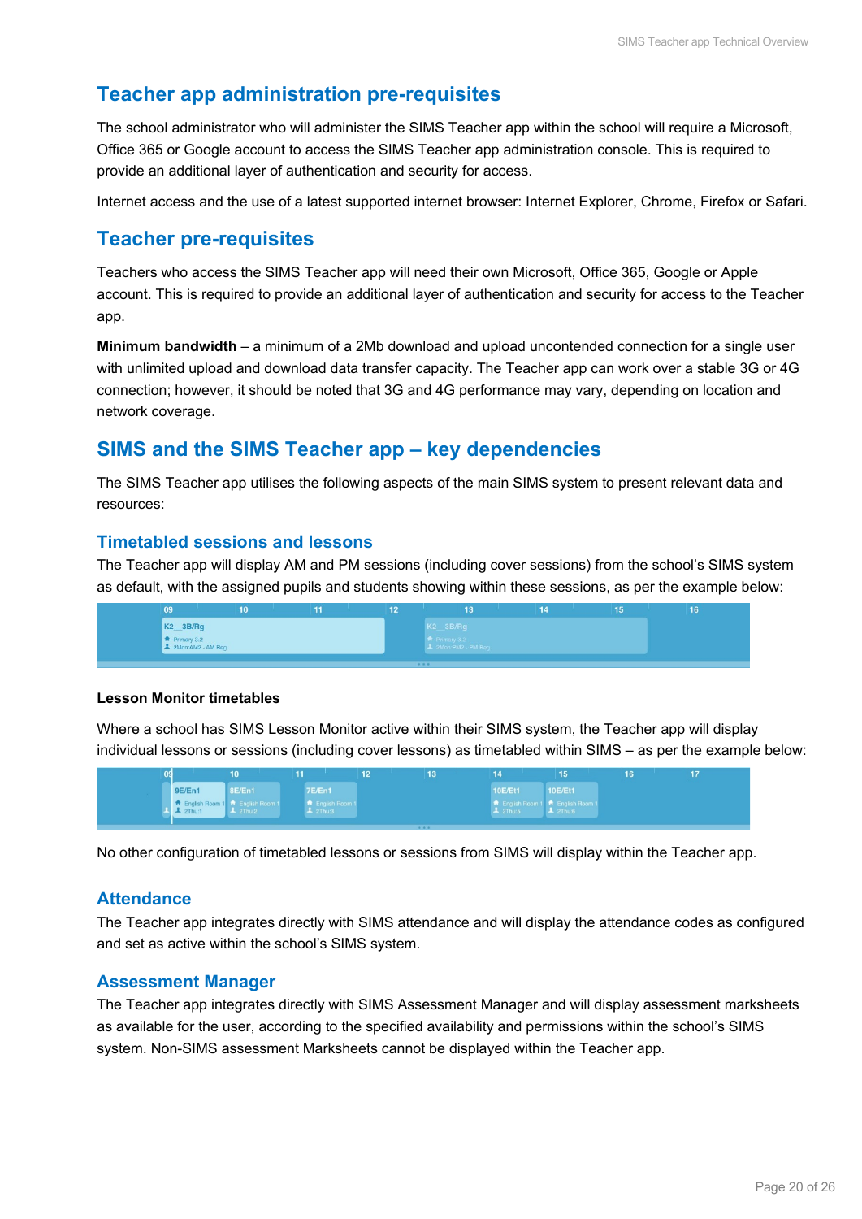## Teacher app administration pre-requisites

The school administrator who will administer the SIMS Teacher app within the school will require a Microsoft, Office 365 or Google account to access the SIMS Teacher app administration console. This is required to provide an additional layer of authentication and security for access.

Internet access and the use of a latest supported internet browser: Internet Explorer, Chrome, Firefox or Safari.

## Teacher pre-requisites

Teachers who access the SIMS Teacher app will need their own Microsoft, Office 365, Google or Apple account. This is required to provide an additional layer of authentication and security for access to the Teacher app.

**Minimum bandwidth** – a minimum of a 2Mb download and upload uncontended connection for a single user with unlimited upload and download data transfer capacity. The Teacher app can work over a stable 3G or 4G connection; however, it should be noted that 3G and 4G performance may vary, depending on location and network coverage.

## SIMS and the SIMS Teacher app – key dependencies

The SIMS Teacher app utilises the following aspects of the main SIMS system to present relevant data and resources:

### Timetabled sessions and lessons

The Teacher app will display AM and PM sessions (including cover sessions) from the school's SIMS system as default, with the assigned pupils and students showing within these sessions, as per the example below:

**Lesson Monitor timetables**

Where a school has SIMS Lesson Monitor active within their SIMS system, the Teacher app will display individual lessons or sessions (including cover lessons) as timetabled within SIMS – as per the example below:

No other configuration of timetabled lessons or sessions from SIMS will display within the Teacher app.

### Attendance

The Teacher app integrates directly with SIMS attendance and will display the attendance codes as configured and set as active within the school's SIMS system.

### Assessment Manager

The Teacher app integrates directly with SIMS Assessment Manager and will display assessment marksheets as available for the user, according to the specified availability and permissions within the school's SIMS system. Non-SIMS assessment Marksheets cannot be displayed within the Teacher app.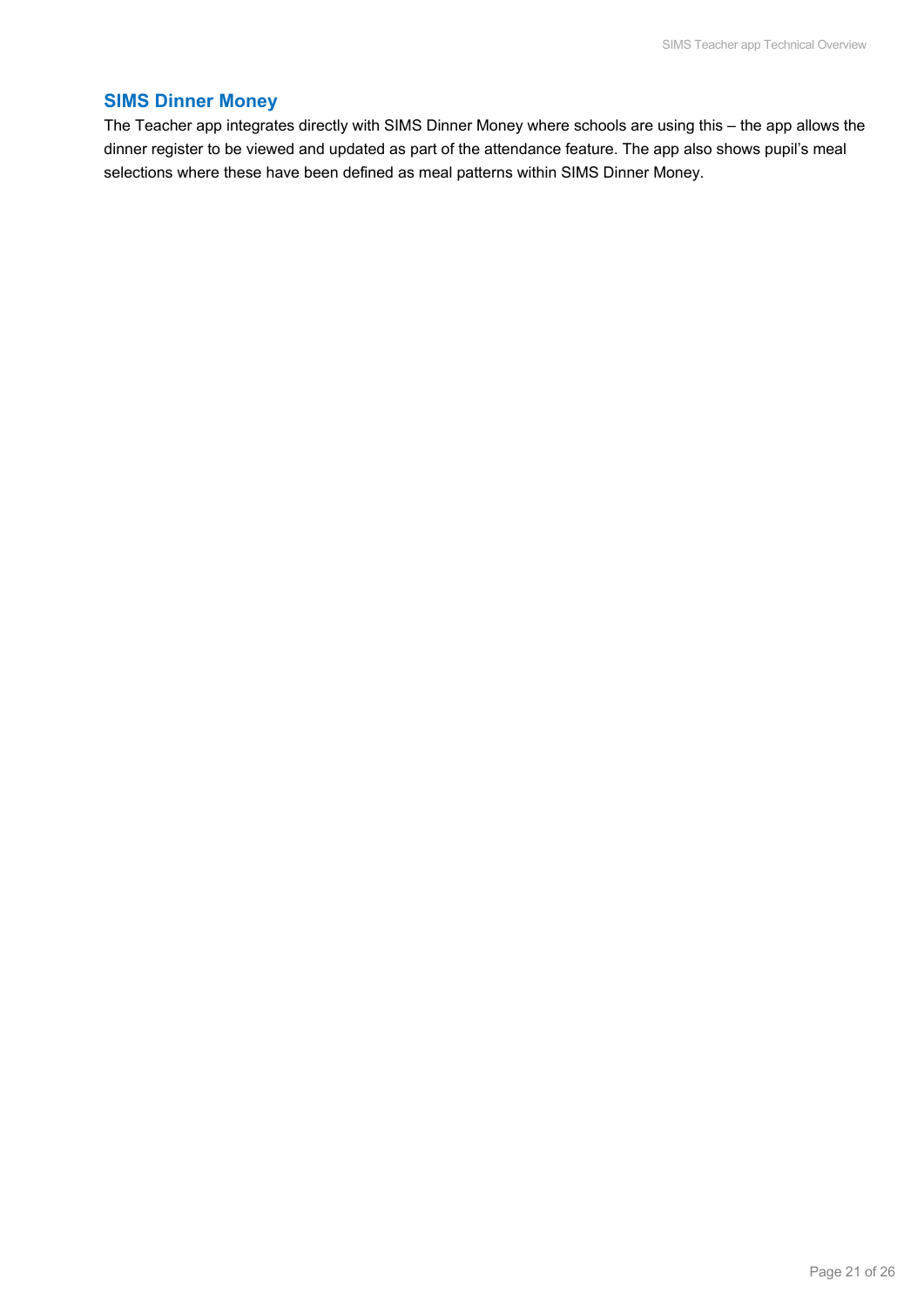## SIMS Dinner Money

The Teacher app integrates directly with SIMS Dinner Money where schools are using this – the app allows the dinner register to be viewed and updated as part of the attendance feature. The app also shows pupil's meal selections where these have been defined as meal patterns within SIMS Dinner Money.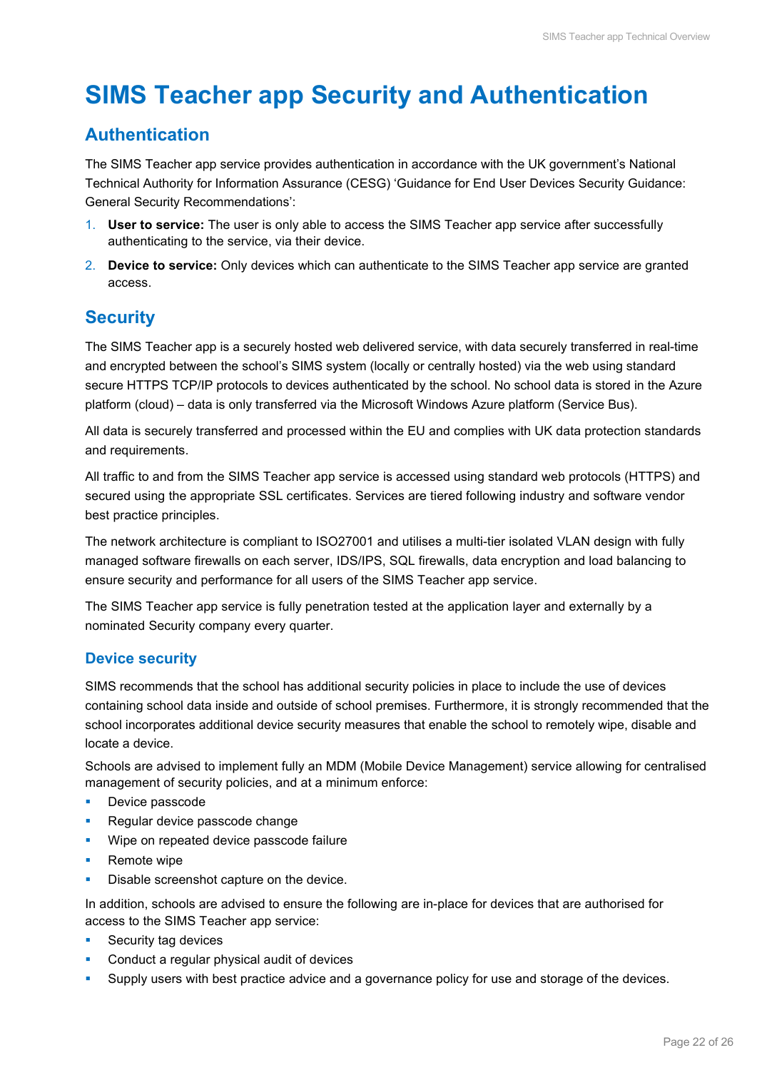# SIMS Teacher app Security and Authentication

## Authentication

The SIMS Teacher app service provides authentication in accordance with the UK government's National Technical Authority for Information Assurance (CESG) 'Guidance for End User Devices Security Guidance: General Security Recommendations':

1. **User to service:** The user is only able to access the SIMS Teacher app service after successfully authenticating to the service, via their device.
2. **Device to service:** Only devices which can authenticate to the SIMS Teacher app service are granted access.

## Security

The SIMS Teacher app is a securely hosted web delivered service, with data securely transferred in real-time and encrypted between the school's SIMS system (locally or centrally hosted) via the web using standard secure HTTPS TCP/IP protocols to devices authenticated by the school. No school data is stored in the Azure platform (cloud) – data is only transferred via the Microsoft Windows Azure platform (Service Bus).

All data is securely transferred and processed within the EU and complies with UK data protection standards and requirements.

All traffic to and from the SIMS Teacher app service is accessed using standard web protocols (HTTPS) and secured using the appropriate SSL certificates. Services are tiered following industry and software vendor best practice principles.

The network architecture is compliant to ISO27001 and utilises a multi-tier isolated VLAN design with fully managed software firewalls on each server, IDS/IPS, SQL firewalls, data encryption and load balancing to ensure security and performance for all users of the SIMS Teacher app service.

The SIMS Teacher app service is fully penetration tested at the application layer and externally by a nominated Security company every quarter.

### Device security

SIMS recommends that the school has additional security policies in place to include the use of devices containing school data inside and outside of school premises. Furthermore, it is strongly recommended that the school incorporates additional device security measures that enable the school to remotely wipe, disable and locate a device.

Schools are advised to implement fully an MDM (Mobile Device Management) service allowing for centralised management of security policies, and at a minimum enforce:

- Device passcode
- Regular device passcode change
- Wipe on repeated device passcode failure
- Remote wipe
- Disable screenshot capture on the device.

In addition, schools are advised to ensure the following are in-place for devices that are authorised for access to the SIMS Teacher app service:

- Security tag devices
- Conduct a regular physical audit of devices
- Supply users with best practice advice and a governance policy for use and storage of the devices.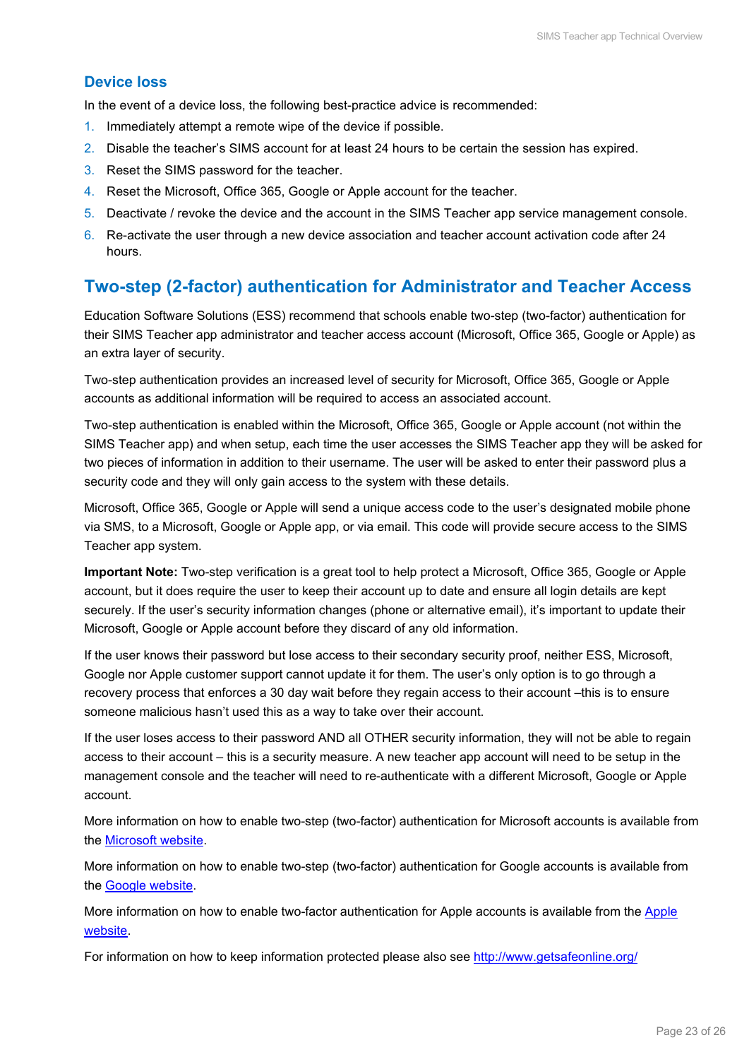## Device loss

In the event of a device loss, the following best-practice advice is recommended:

1. Immediately attempt a remote wipe of the device if possible.
2. Disable the teacher's SIMS account for at least 24 hours to be certain the session has expired.
3. Reset the SIMS password for the teacher.
4. Reset the Microsoft, Office 365, Google or Apple account for the teacher.
5. Deactivate / revoke the device and the account in the SIMS Teacher app service management console.
6. Re-activate the user through a new device association and teacher account activation code after 24 hours.

# Two-step (2-factor) authentication for Administrator and Teacher Access

Education Software Solutions (ESS) recommend that schools enable two-step (two-factor) authentication for their SIMS Teacher app administrator and teacher access account (Microsoft, Office 365, Google or Apple) as an extra layer of security.

Two-step authentication provides an increased level of security for Microsoft, Office 365, Google or Apple accounts as additional information will be required to access an associated account.

Two-step authentication is enabled within the Microsoft, Office 365, Google or Apple account (not within the SIMS Teacher app) and when setup, each time the user accesses the SIMS Teacher app they will be asked for two pieces of information in addition to their username. The user will be asked to enter their password plus a security code and they will only gain access to the system with these details.

Microsoft, Office 365, Google or Apple will send a unique access code to the user's designated mobile phone via SMS, to a Microsoft, Google or Apple app, or via email. This code will provide secure access to the SIMS Teacher app system.

**Important Note:** Two-step verification is a great tool to help protect a Microsoft, Office 365, Google or Apple account, but it does require the user to keep their account up to date and ensure all login details are kept securely. If the user's security information changes (phone or alternative email), it's important to update their Microsoft, Google or Apple account before they discard of any old information.

If the user knows their password but lose access to their secondary security proof, neither ESS, Microsoft, Google nor Apple customer support cannot update it for them. The user's only option is to go through a recovery process that enforces a 30 day wait before they regain access to their account –this is to ensure someone malicious hasn't used this as a way to take over their account.

If the user loses access to their password AND all OTHER security information, they will not be able to regain access to their account – this is a security measure. A new teacher app account will need to be setup in the management console and the teacher will need to re-authenticate with a different Microsoft, Google or Apple account.

More information on how to enable two-step (two-factor) authentication for Microsoft accounts is available from the Microsoft website.

More information on how to enable two-step (two-factor) authentication for Google accounts is available from the Google website.

More information on how to enable two-factor authentication for Apple accounts is available from the Apple website.

For information on how to keep information protected please also see http://www.getsafeonline.org/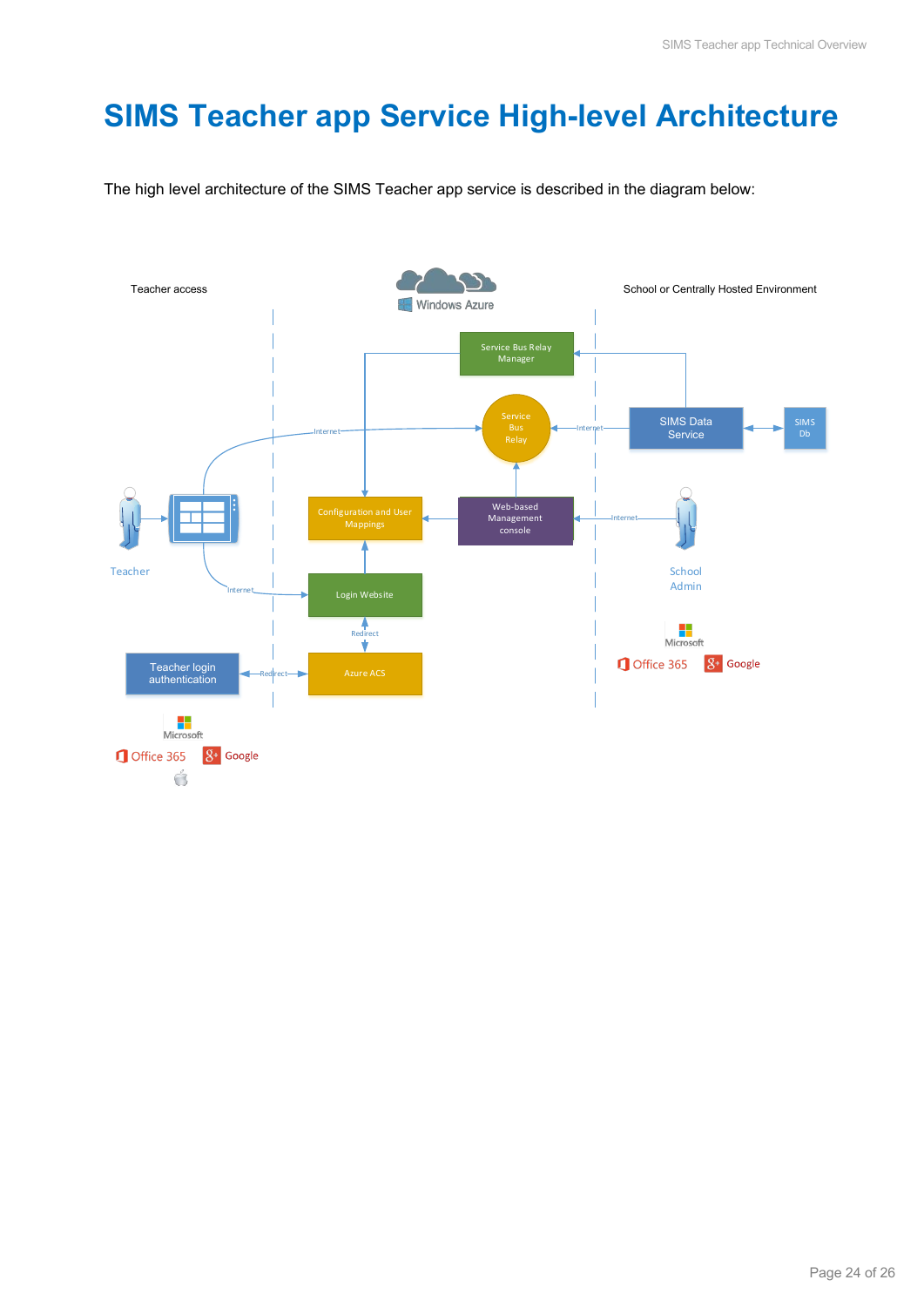# SIMS Teacher app Service High-level Architecture

The high level architecture of the SIMS Teacher app service is described in the diagram below: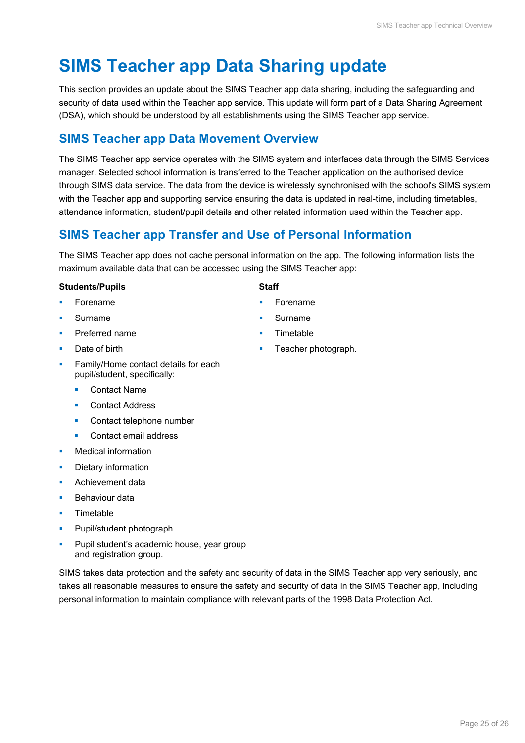# SIMS Teacher app Data Sharing update

This section provides an update about the SIMS Teacher app data sharing, including the safeguarding and security of data used within the Teacher app service. This update will form part of a Data Sharing Agreement (DSA), which should be understood by all establishments using the SIMS Teacher app service.

## SIMS Teacher app Data Movement Overview

The SIMS Teacher app service operates with the SIMS system and interfaces data through the SIMS Services manager. Selected school information is transferred to the Teacher application on the authorised device through SIMS data service. The data from the device is wirelessly synchronised with the school's SIMS system with the Teacher app and supporting service ensuring the data is updated in real-time, including timetables, attendance information, student/pupil details and other related information used within the Teacher app.

## SIMS Teacher app Transfer and Use of Personal Information

The SIMS Teacher app does not cache personal information on the app. The following information lists the maximum available data that can be accessed using the SIMS Teacher app:

**Students/Pupils**

- Forename
- Surname
- Preferred name
- Date of birth
- Family/Home contact details for each pupil/student, specifically:
  - Contact Name
  - Contact Address
  - Contact telephone number
  - Contact email address
- Medical information
- Dietary information
- Achievement data
- Behaviour data
- Timetable
- Pupil/student photograph
- Pupil student's academic house, year group and registration group.

**Staff**

- Forename
- Surname
- Timetable
- Teacher photograph.

SIMS takes data protection and the safety and security of data in the SIMS Teacher app very seriously, and takes all reasonable measures to ensure the safety and security of data in the SIMS Teacher app, including personal information to maintain compliance with relevant parts of the 1998 Data Protection Act.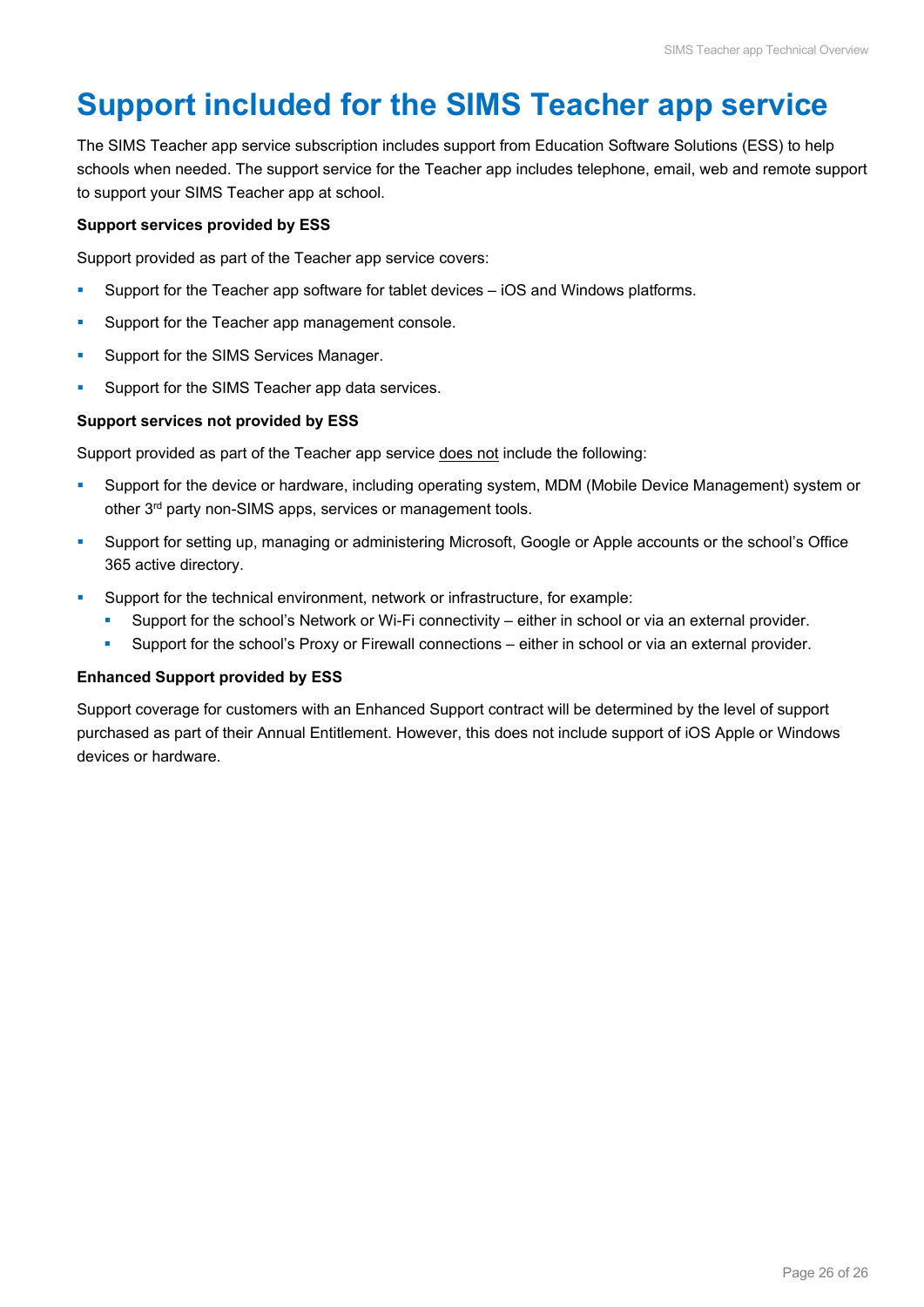# Support included for the SIMS Teacher app service

The SIMS Teacher app service subscription includes support from Education Software Solutions (ESS) to help schools when needed. The support service for the Teacher app includes telephone, email, web and remote support to support your SIMS Teacher app at school.

**Support services provided by ESS**

Support provided as part of the Teacher app service covers:

- Support for the Teacher app software for tablet devices – iOS and Windows platforms.
- Support for the Teacher app management console.
- Support for the SIMS Services Manager.
- Support for the SIMS Teacher app data services.

**Support services not provided by ESS**

Support provided as part of the Teacher app service <u>does not</u> include the following:

- Support for the device or hardware, including operating system, MDM (Mobile Device Management) system or other 3rd party non-SIMS apps, services or management tools.
- Support for setting up, managing or administering Microsoft, Google or Apple accounts or the school's Office 365 active directory.
- Support for the technical environment, network or infrastructure, for example:
  - Support for the school's Network or Wi-Fi connectivity – either in school or via an external provider.
  - Support for the school's Proxy or Firewall connections – either in school or via an external provider.

**Enhanced Support provided by ESS**

Support coverage for customers with an Enhanced Support contract will be determined by the level of support purchased as part of their Annual Entitlement. However, this does not include support of iOS Apple or Windows devices or hardware.